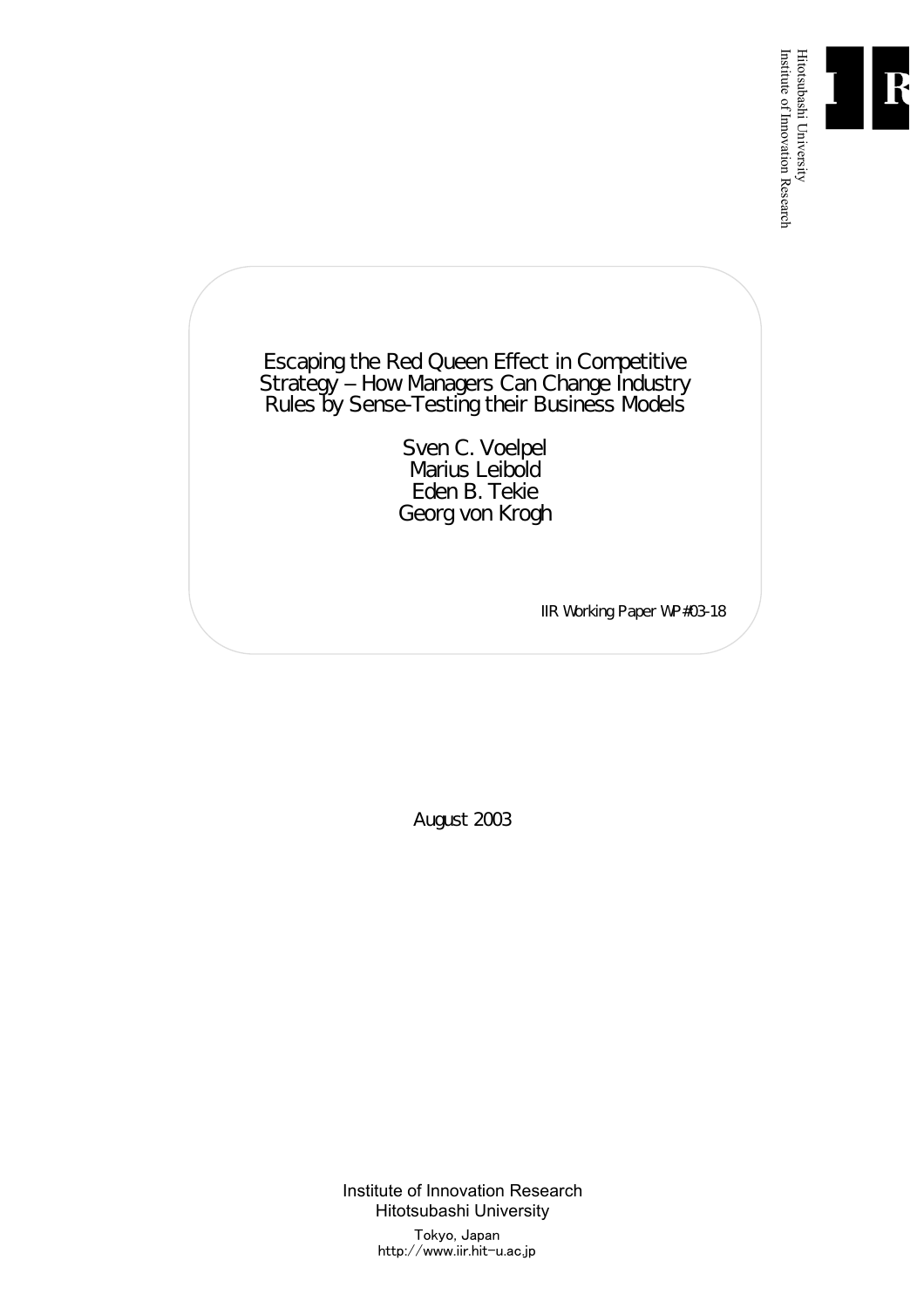Hitotsubashi University
Institute of Innovation Research

# Escaping the Red Queen Effect in Competitive Strategy – How Managers Can Change Industry Rules by Sense-Testing their Business Models

Sven C. Voelpel
Marius Leibold
Eden B. Tekie
Georg von Krogh

IIR Working Paper WP#03-18

August 2003

Institute of Innovation Research
Hitotsubashi University

Tokyo, Japan
http://www.iir.hit-u.ac.jp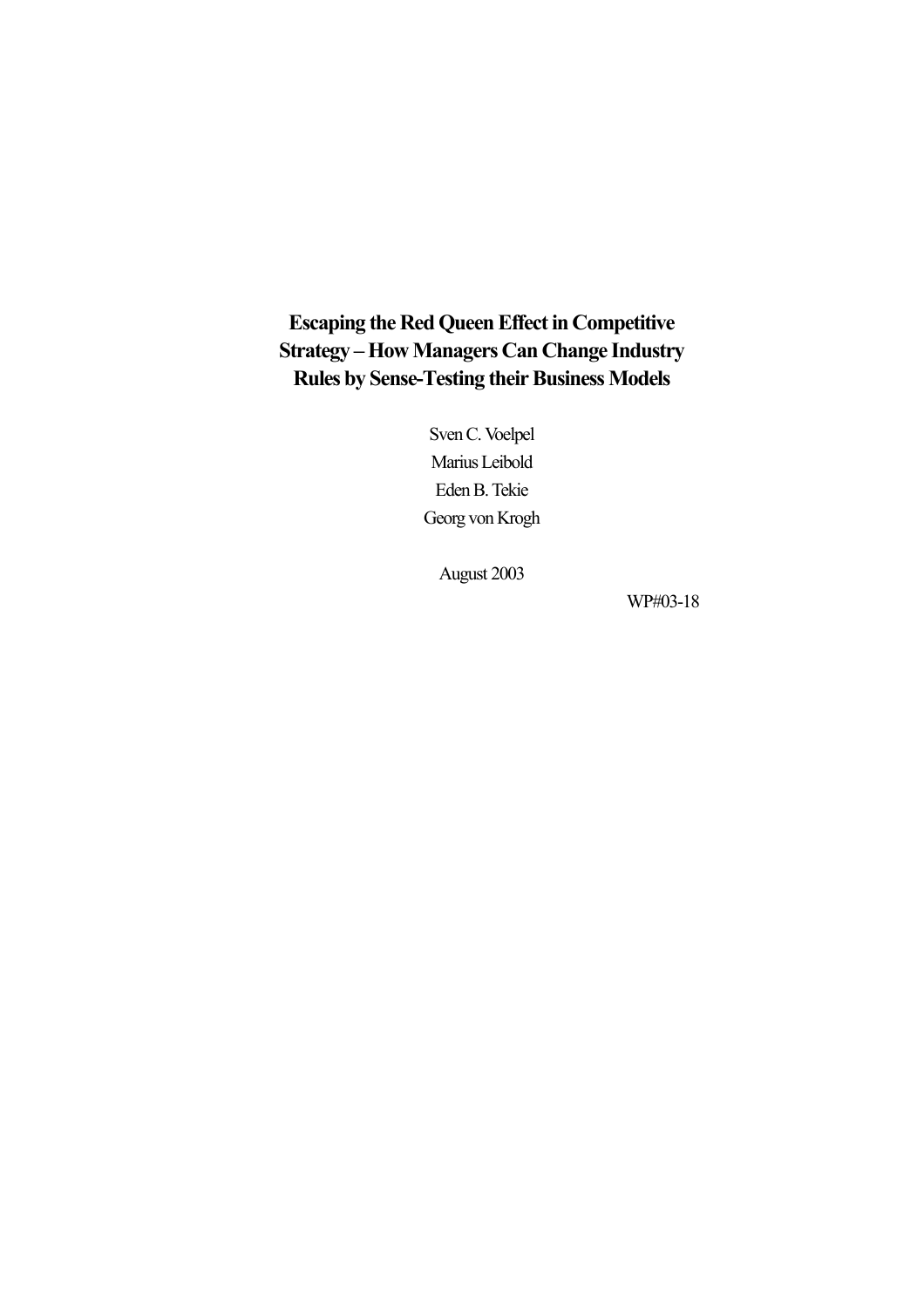# Escaping the Red Queen Effect in Competitive Strategy – How Managers Can Change Industry Rules by Sense-Testing their Business Models

Sven C. Voelpel

Marius Leibold

Eden B. Tekie

Georg von Krogh

August 2003

WP#03-18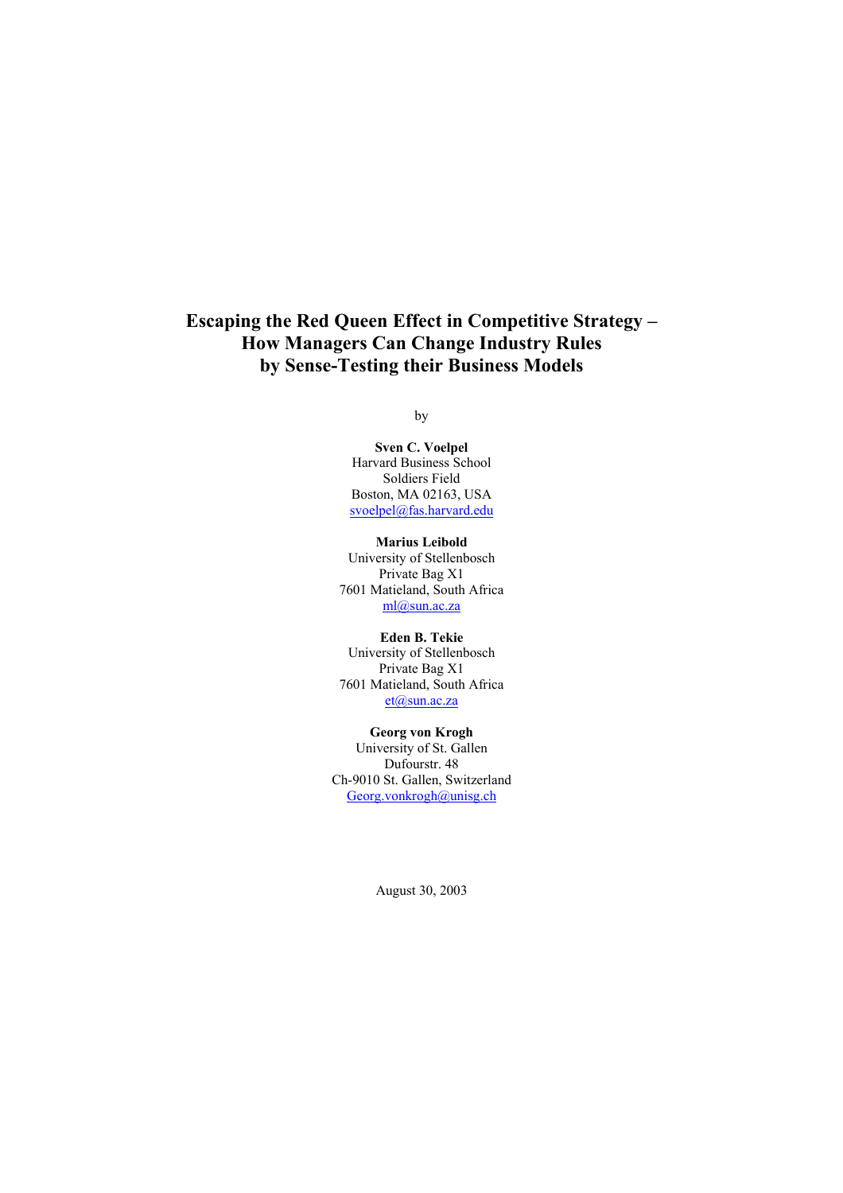# Escaping the Red Queen Effect in Competitive Strategy – How Managers Can Change Industry Rules by Sense-Testing their Business Models

by

**Sven C. Voelpel**
Harvard Business School
Soldiers Field
Boston, MA 02163, USA
svoelpel@fas.harvard.edu

**Marius Leibold**
University of Stellenbosch
Private Bag X1
7601 Matieland, South Africa
ml@sun.ac.za

**Eden B. Tekie**
University of Stellenbosch
Private Bag X1
7601 Matieland, South Africa
et@sun.ac.za

**Georg von Krogh**
University of St. Gallen
Dufourstr. 48
Ch-9010 St. Gallen, Switzerland
Georg.vonkrogh@unisg.ch

August 30, 2003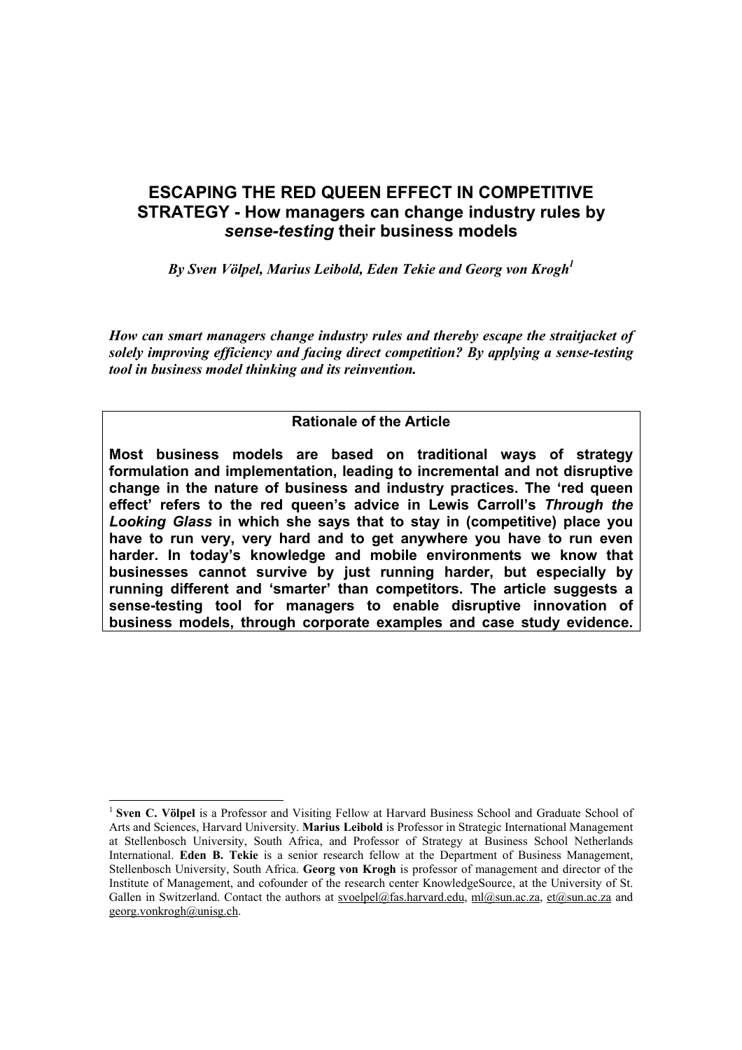# ESCAPING THE RED QUEEN EFFECT IN COMPETITIVE STRATEGY - How managers can change industry rules by *sense-testing* their business models

***By Sven Völpel, Marius Leibold, Eden Tekie and Georg von Krogh[1]***

***How can smart managers change industry rules and thereby escape the straitjacket of solely improving efficiency and facing direct competition? By applying a sense-testing tool in business model thinking and its reinvention.***

**Rationale of the Article**

**Most business models are based on traditional ways of strategy formulation and implementation, leading to incremental and not disruptive change in the nature of business and industry practices. The 'red queen effect' refers to the red queen's advice in Lewis Carroll's *Through the Looking Glass* in which she says that to stay in (competitive) place you have to run very, very hard and to get anywhere you have to run even harder. In today's knowledge and mobile environments we know that businesses cannot survive by just running harder, but especially by running different and 'smarter' than competitors. The article suggests a sense-testing tool for managers to enable disruptive innovation of business models, through corporate examples and case study evidence.**

---

[1] **Sven C. Völpel** is a Professor and Visiting Fellow at Harvard Business School and Graduate School of Arts and Sciences, Harvard University. **Marius Leibold** is Professor in Strategic International Management at Stellenbosch University, South Africa, and Professor of Strategy at Business School Netherlands International. **Eden B. Tekie** is a senior research fellow at the Department of Business Management, Stellenbosch University, South Africa. **Georg von Krogh** is professor of management and director of the Institute of Management, and cofounder of the research center KnowledgeSource, at the University of St. Gallen in Switzerland. Contact the authors at svoelpel@fas.harvard.edu, ml@sun.ac.za, et@sun.ac.za and georg.vonkrogh@unisg.ch.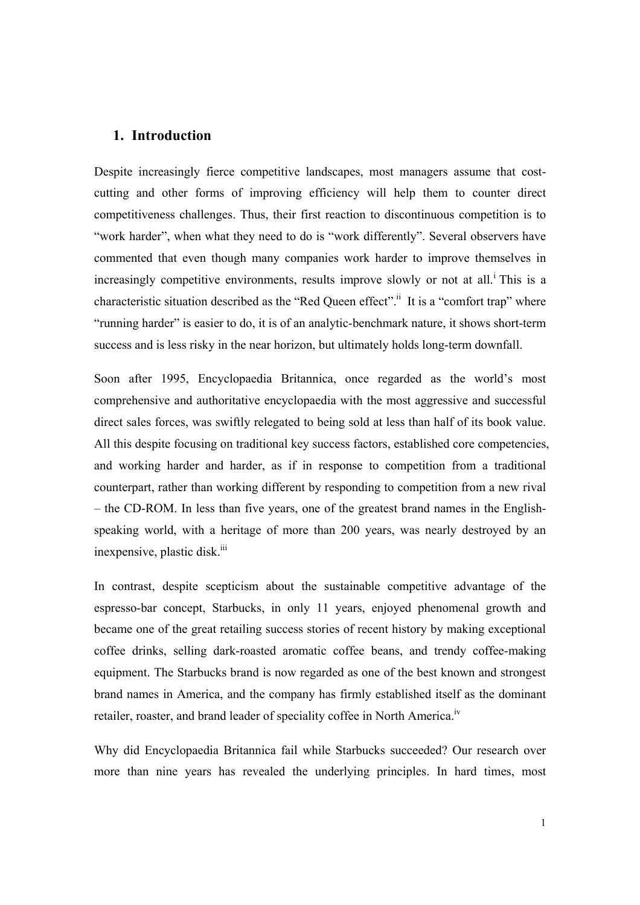## 1. Introduction

Despite increasingly fierce competitive landscapes, most managers assume that cost-cutting and other forms of improving efficiency will help them to counter direct competitiveness challenges. Thus, their first reaction to discontinuous competition is to "work harder", when what they need to do is "work differently". Several observers have commented that even though many companies work harder to improve themselves in increasingly competitive environments, results improve slowly or not at all.[i] This is a characteristic situation described as the "Red Queen effect".[ii] It is a "comfort trap" where "running harder" is easier to do, it is of an analytic-benchmark nature, it shows short-term success and is less risky in the near horizon, but ultimately holds long-term downfall.

Soon after 1995, Encyclopaedia Britannica, once regarded as the world's most comprehensive and authoritative encyclopaedia with the most aggressive and successful direct sales forces, was swiftly relegated to being sold at less than half of its book value. All this despite focusing on traditional key success factors, established core competencies, and working harder and harder, as if in response to competition from a traditional counterpart, rather than working different by responding to competition from a new rival – the CD-ROM. In less than five years, one of the greatest brand names in the English-speaking world, with a heritage of more than 200 years, was nearly destroyed by an inexpensive, plastic disk.[iii]

In contrast, despite scepticism about the sustainable competitive advantage of the espresso-bar concept, Starbucks, in only 11 years, enjoyed phenomenal growth and became one of the great retailing success stories of recent history by making exceptional coffee drinks, selling dark-roasted aromatic coffee beans, and trendy coffee-making equipment. The Starbucks brand is now regarded as one of the best known and strongest brand names in America, and the company has firmly established itself as the dominant retailer, roaster, and brand leader of speciality coffee in North America.[iv]

Why did Encyclopaedia Britannica fail while Starbucks succeeded? Our research over more than nine years has revealed the underlying principles. In hard times, most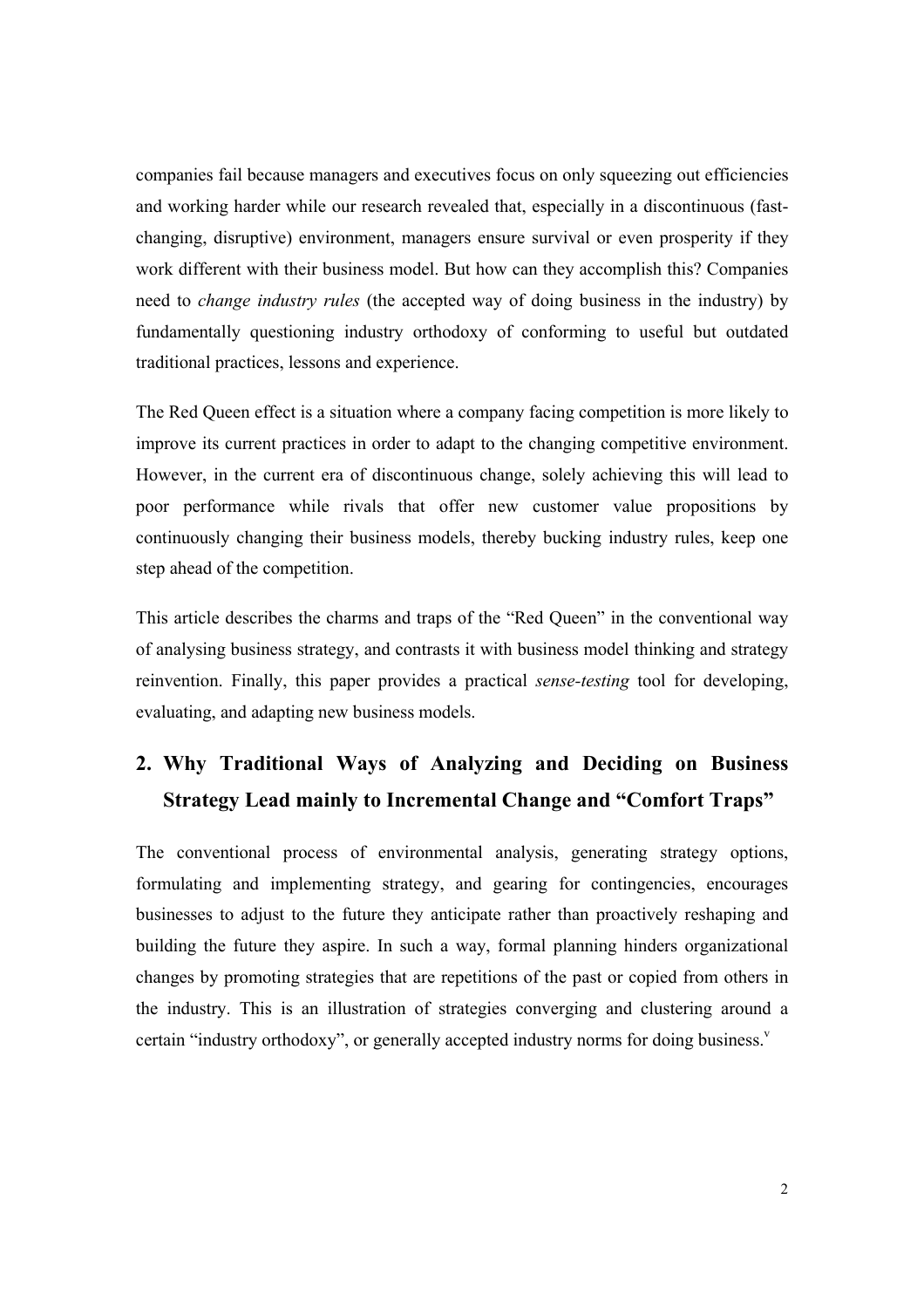companies fail because managers and executives focus on only squeezing out efficiencies and working harder while our research revealed that, especially in a discontinuous (fast-changing, disruptive) environment, managers ensure survival or even prosperity if they work different with their business model. But how can they accomplish this? Companies need to *change industry rules* (the accepted way of doing business in the industry) by fundamentally questioning industry orthodoxy of conforming to useful but outdated traditional practices, lessons and experience.

The Red Queen effect is a situation where a company facing competition is more likely to improve its current practices in order to adapt to the changing competitive environment. However, in the current era of discontinuous change, solely achieving this will lead to poor performance while rivals that offer new customer value propositions by continuously changing their business models, thereby bucking industry rules, keep one step ahead of the competition.

This article describes the charms and traps of the "Red Queen" in the conventional way of analysing business strategy, and contrasts it with business model thinking and strategy reinvention. Finally, this paper provides a practical *sense-testing* tool for developing, evaluating, and adapting new business models.

## 2. Why Traditional Ways of Analyzing and Deciding on Business Strategy Lead mainly to Incremental Change and "Comfort Traps"

The conventional process of environmental analysis, generating strategy options, formulating and implementing strategy, and gearing for contingencies, encourages businesses to adjust to the future they anticipate rather than proactively reshaping and building the future they aspire. In such a way, formal planning hinders organizational changes by promoting strategies that are repetitions of the past or copied from others in the industry. This is an illustration of strategies converging and clustering around a certain "industry orthodoxy", or generally accepted industry norms for doing business.[v]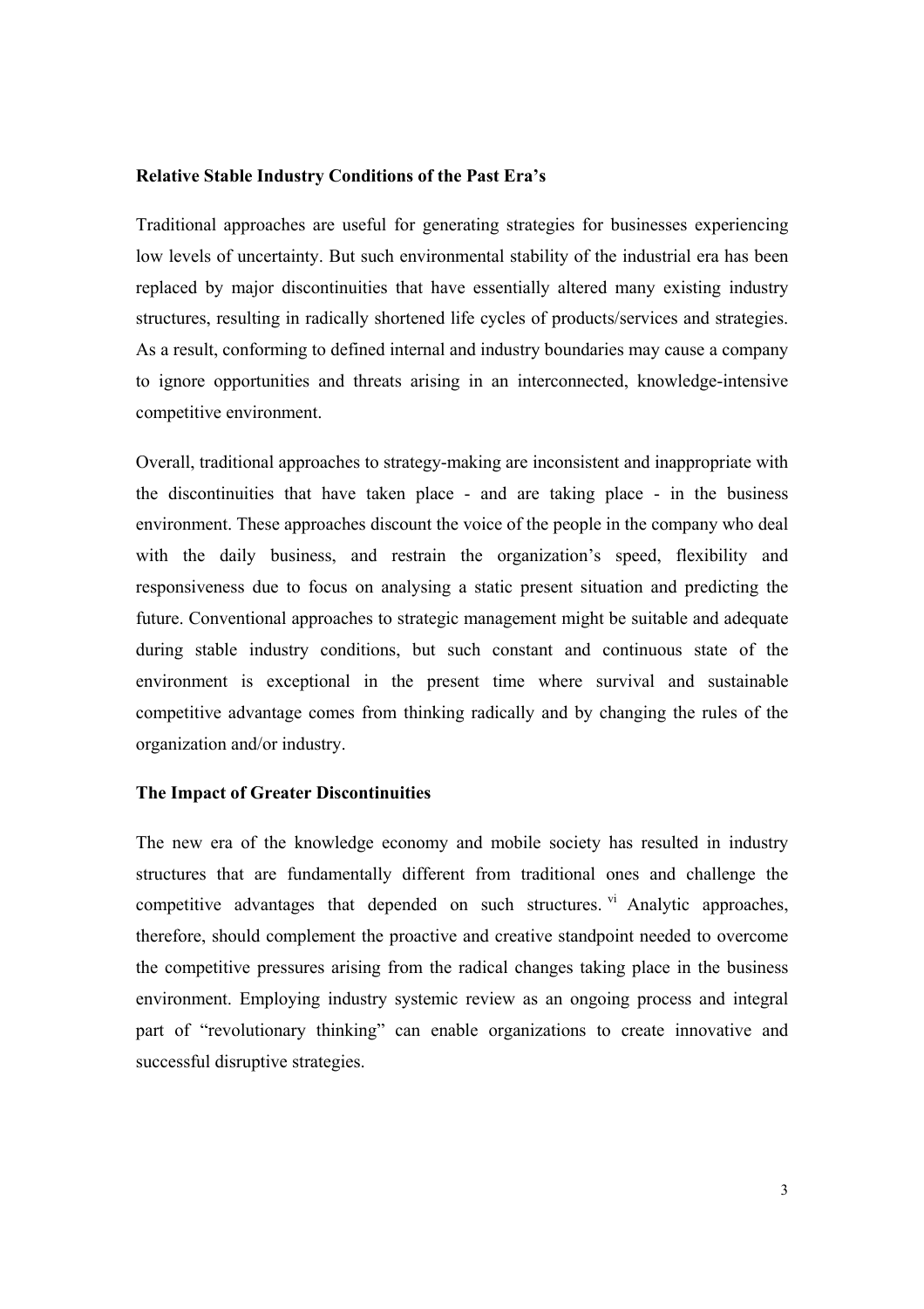**Relative Stable Industry Conditions of the Past Era's**

Traditional approaches are useful for generating strategies for businesses experiencing low levels of uncertainty. But such environmental stability of the industrial era has been replaced by major discontinuities that have essentially altered many existing industry structures, resulting in radically shortened life cycles of products/services and strategies. As a result, conforming to defined internal and industry boundaries may cause a company to ignore opportunities and threats arising in an interconnected, knowledge-intensive competitive environment.

Overall, traditional approaches to strategy-making are inconsistent and inappropriate with the discontinuities that have taken place - and are taking place - in the business environment. These approaches discount the voice of the people in the company who deal with the daily business, and restrain the organization's speed, flexibility and responsiveness due to focus on analysing a static present situation and predicting the future. Conventional approaches to strategic management might be suitable and adequate during stable industry conditions, but such constant and continuous state of the environment is exceptional in the present time where survival and sustainable competitive advantage comes from thinking radically and by changing the rules of the organization and/or industry.

**The Impact of Greater Discontinuities**

The new era of the knowledge economy and mobile society has resulted in industry structures that are fundamentally different from traditional ones and challenge the competitive advantages that depended on such structures.[vi] Analytic approaches, therefore, should complement the proactive and creative standpoint needed to overcome the competitive pressures arising from the radical changes taking place in the business environment. Employing industry systemic review as an ongoing process and integral part of "revolutionary thinking" can enable organizations to create innovative and successful disruptive strategies.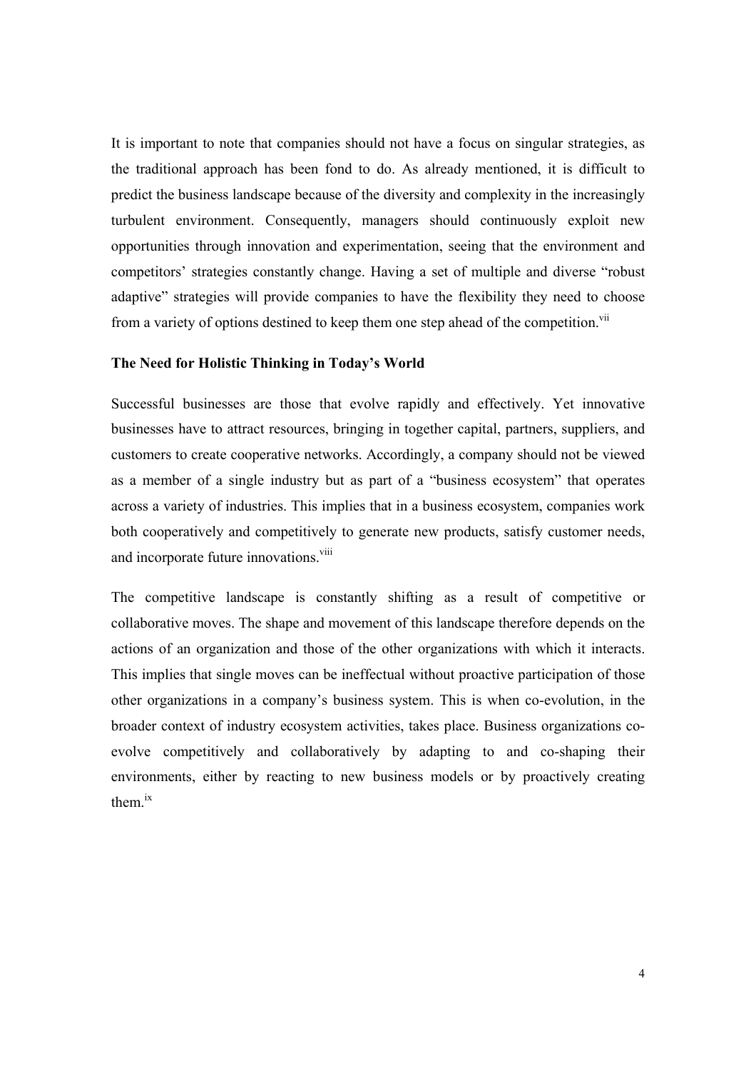It is important to note that companies should not have a focus on singular strategies, as the traditional approach has been fond to do. As already mentioned, it is difficult to predict the business landscape because of the diversity and complexity in the increasingly turbulent environment. Consequently, managers should continuously exploit new opportunities through innovation and experimentation, seeing that the environment and competitors' strategies constantly change. Having a set of multiple and diverse "robust adaptive" strategies will provide companies to have the flexibility they need to choose from a variety of options destined to keep them one step ahead of the competition.[vii]

**The Need for Holistic Thinking in Today's World**

Successful businesses are those that evolve rapidly and effectively. Yet innovative businesses have to attract resources, bringing in together capital, partners, suppliers, and customers to create cooperative networks. Accordingly, a company should not be viewed as a member of a single industry but as part of a "business ecosystem" that operates across a variety of industries. This implies that in a business ecosystem, companies work both cooperatively and competitively to generate new products, satisfy customer needs, and incorporate future innovations.[viii]

The competitive landscape is constantly shifting as a result of competitive or collaborative moves. The shape and movement of this landscape therefore depends on the actions of an organization and those of the other organizations with which it interacts. This implies that single moves can be ineffectual without proactive participation of those other organizations in a company's business system. This is when co-evolution, in the broader context of industry ecosystem activities, takes place. Business organizations co-evolve competitively and collaboratively by adapting to and co-shaping their environments, either by reacting to new business models or by proactively creating them.[ix]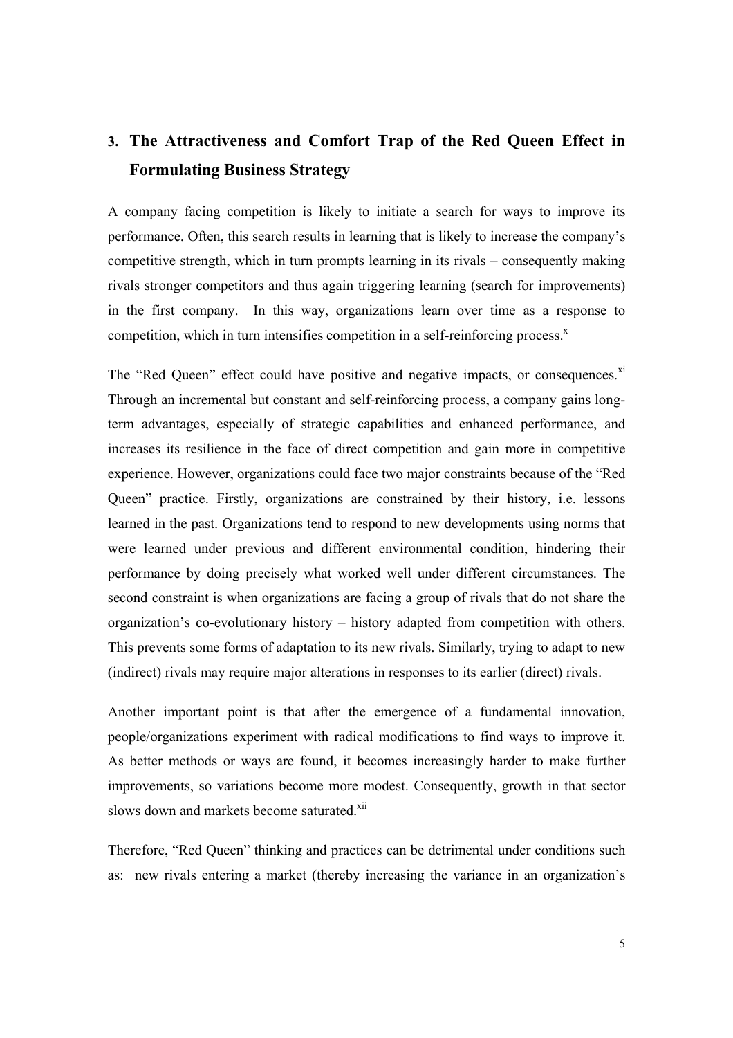## 3. The Attractiveness and Comfort Trap of the Red Queen Effect in Formulating Business Strategy

A company facing competition is likely to initiate a search for ways to improve its performance. Often, this search results in learning that is likely to increase the company's competitive strength, which in turn prompts learning in its rivals – consequently making rivals stronger competitors and thus again triggering learning (search for improvements) in the first company. In this way, organizations learn over time as a response to competition, which in turn intensifies competition in a self-reinforcing process.[x]

The "Red Queen" effect could have positive and negative impacts, or consequences.[xi] Through an incremental but constant and self-reinforcing process, a company gains long-term advantages, especially of strategic capabilities and enhanced performance, and increases its resilience in the face of direct competition and gain more in competitive experience. However, organizations could face two major constraints because of the "Red Queen" practice. Firstly, organizations are constrained by their history, i.e. lessons learned in the past. Organizations tend to respond to new developments using norms that were learned under previous and different environmental condition, hindering their performance by doing precisely what worked well under different circumstances. The second constraint is when organizations are facing a group of rivals that do not share the organization's co-evolutionary history – history adapted from competition with others. This prevents some forms of adaptation to its new rivals. Similarly, trying to adapt to new (indirect) rivals may require major alterations in responses to its earlier (direct) rivals.

Another important point is that after the emergence of a fundamental innovation, people/organizations experiment with radical modifications to find ways to improve it. As better methods or ways are found, it becomes increasingly harder to make further improvements, so variations become more modest. Consequently, growth in that sector slows down and markets become saturated.[xii]

Therefore, "Red Queen" thinking and practices can be detrimental under conditions such as: new rivals entering a market (thereby increasing the variance in an organization's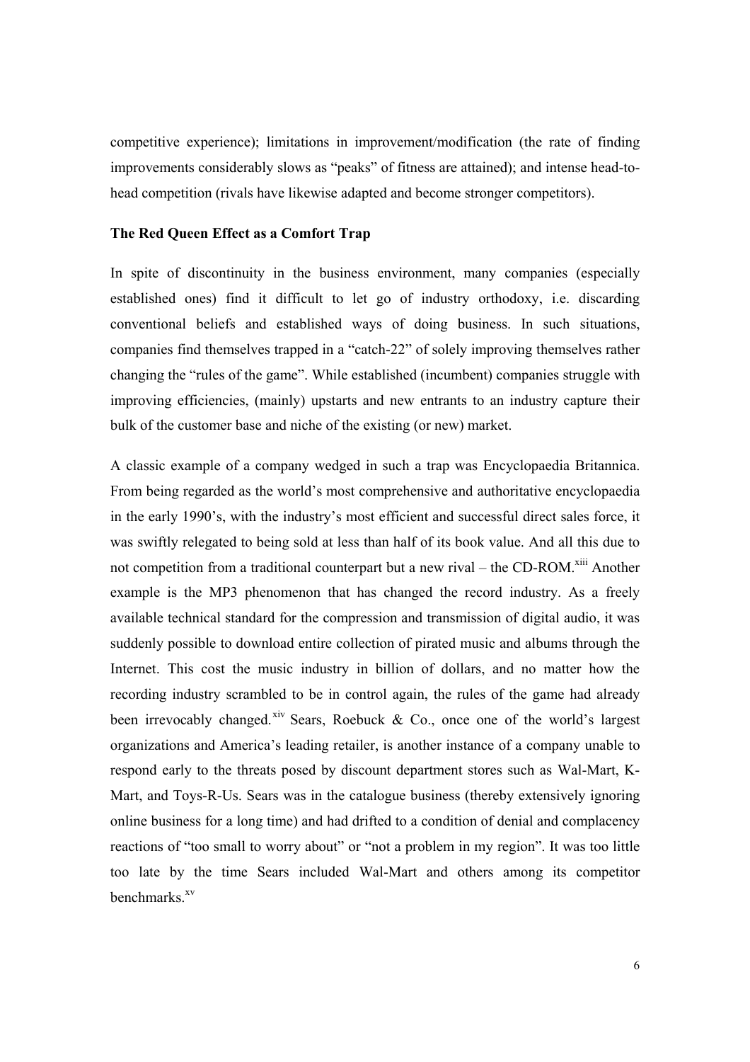competitive experience); limitations in improvement/modification (the rate of finding improvements considerably slows as "peaks" of fitness are attained); and intense head-to-head competition (rivals have likewise adapted and become stronger competitors).

**The Red Queen Effect as a Comfort Trap**

In spite of discontinuity in the business environment, many companies (especially established ones) find it difficult to let go of industry orthodoxy, i.e. discarding conventional beliefs and established ways of doing business. In such situations, companies find themselves trapped in a "catch-22" of solely improving themselves rather changing the "rules of the game". While established (incumbent) companies struggle with improving efficiencies, (mainly) upstarts and new entrants to an industry capture their bulk of the customer base and niche of the existing (or new) market.

A classic example of a company wedged in such a trap was Encyclopaedia Britannica. From being regarded as the world's most comprehensive and authoritative encyclopaedia in the early 1990's, with the industry's most efficient and successful direct sales force, it was swiftly relegated to being sold at less than half of its book value. And all this due to not competition from a traditional counterpart but a new rival – the CD-ROM.[xiii] Another example is the MP3 phenomenon that has changed the record industry. As a freely available technical standard for the compression and transmission of digital audio, it was suddenly possible to download entire collection of pirated music and albums through the Internet. This cost the music industry in billion of dollars, and no matter how the recording industry scrambled to be in control again, the rules of the game had already been irrevocably changed.[xiv] Sears, Roebuck & Co., once one of the world's largest organizations and America's leading retailer, is another instance of a company unable to respond early to the threats posed by discount department stores such as Wal-Mart, K-Mart, and Toys-R-Us. Sears was in the catalogue business (thereby extensively ignoring online business for a long time) and had drifted to a condition of denial and complacency reactions of "too small to worry about" or "not a problem in my region". It was too little too late by the time Sears included Wal-Mart and others among its competitor benchmarks.[xv]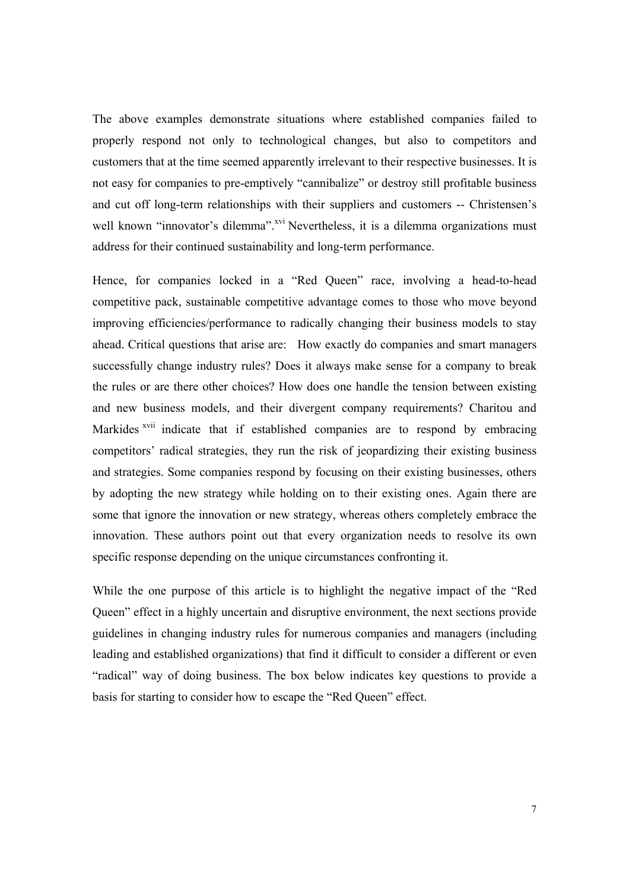The above examples demonstrate situations where established companies failed to properly respond not only to technological changes, but also to competitors and customers that at the time seemed apparently irrelevant to their respective businesses. It is not easy for companies to pre-emptively "cannibalize" or destroy still profitable business and cut off long-term relationships with their suppliers and customers -- Christensen's well known "innovator's dilemma".[xvi] Nevertheless, it is a dilemma organizations must address for their continued sustainability and long-term performance.

Hence, for companies locked in a "Red Queen" race, involving a head-to-head competitive pack, sustainable competitive advantage comes to those who move beyond improving efficiencies/performance to radically changing their business models to stay ahead. Critical questions that arise are: How exactly do companies and smart managers successfully change industry rules? Does it always make sense for a company to break the rules or are there other choices? How does one handle the tension between existing and new business models, and their divergent company requirements? Charitou and Markides [xvii] indicate that if established companies are to respond by embracing competitors' radical strategies, they run the risk of jeopardizing their existing business and strategies. Some companies respond by focusing on their existing businesses, others by adopting the new strategy while holding on to their existing ones. Again there are some that ignore the innovation or new strategy, whereas others completely embrace the innovation. These authors point out that every organization needs to resolve its own specific response depending on the unique circumstances confronting it.

While the one purpose of this article is to highlight the negative impact of the "Red Queen" effect in a highly uncertain and disruptive environment, the next sections provide guidelines in changing industry rules for numerous companies and managers (including leading and established organizations) that find it difficult to consider a different or even "radical" way of doing business. The box below indicates key questions to provide a basis for starting to consider how to escape the "Red Queen" effect.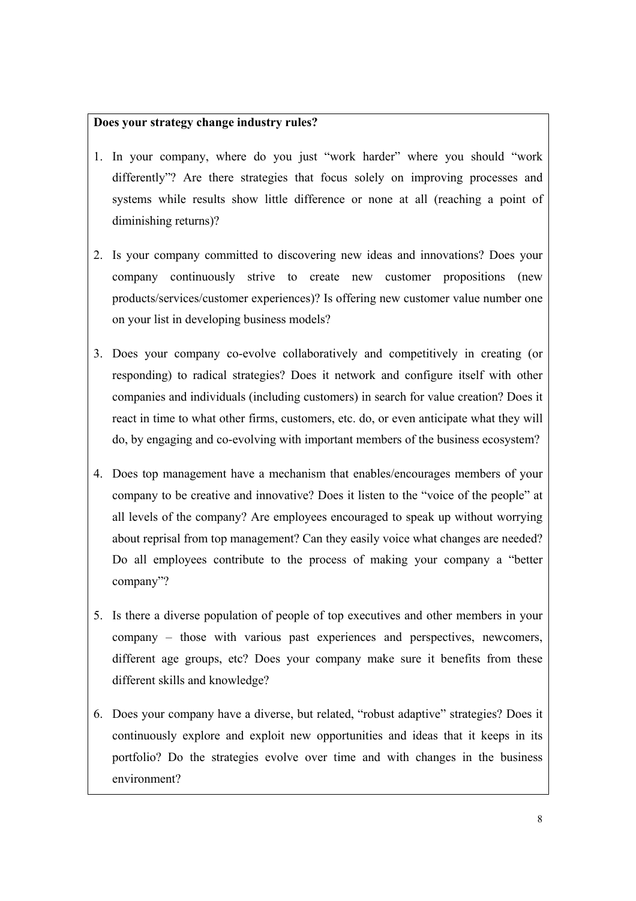**Does your strategy change industry rules?**

1. In your company, where do you just “work harder” where you should “work differently”? Are there strategies that focus solely on improving processes and systems while results show little difference or none at all (reaching a point of diminishing returns)?

2. Is your company committed to discovering new ideas and innovations? Does your company continuously strive to create new customer propositions (new products/services/customer experiences)? Is offering new customer value number one on your list in developing business models?

3. Does your company co-evolve collaboratively and competitively in creating (or responding) to radical strategies? Does it network and configure itself with other companies and individuals (including customers) in search for value creation? Does it react in time to what other firms, customers, etc. do, or even anticipate what they will do, by engaging and co-evolving with important members of the business ecosystem?

4. Does top management have a mechanism that enables/encourages members of your company to be creative and innovative? Does it listen to the “voice of the people” at all levels of the company? Are employees encouraged to speak up without worrying about reprisal from top management? Can they easily voice what changes are needed? Do all employees contribute to the process of making your company a “better company”?

5. Is there a diverse population of people of top executives and other members in your company – those with various past experiences and perspectives, newcomers, different age groups, etc? Does your company make sure it benefits from these different skills and knowledge?

6. Does your company have a diverse, but related, “robust adaptive” strategies? Does it continuously explore and exploit new opportunities and ideas that it keeps in its portfolio? Do the strategies evolve over time and with changes in the business environment?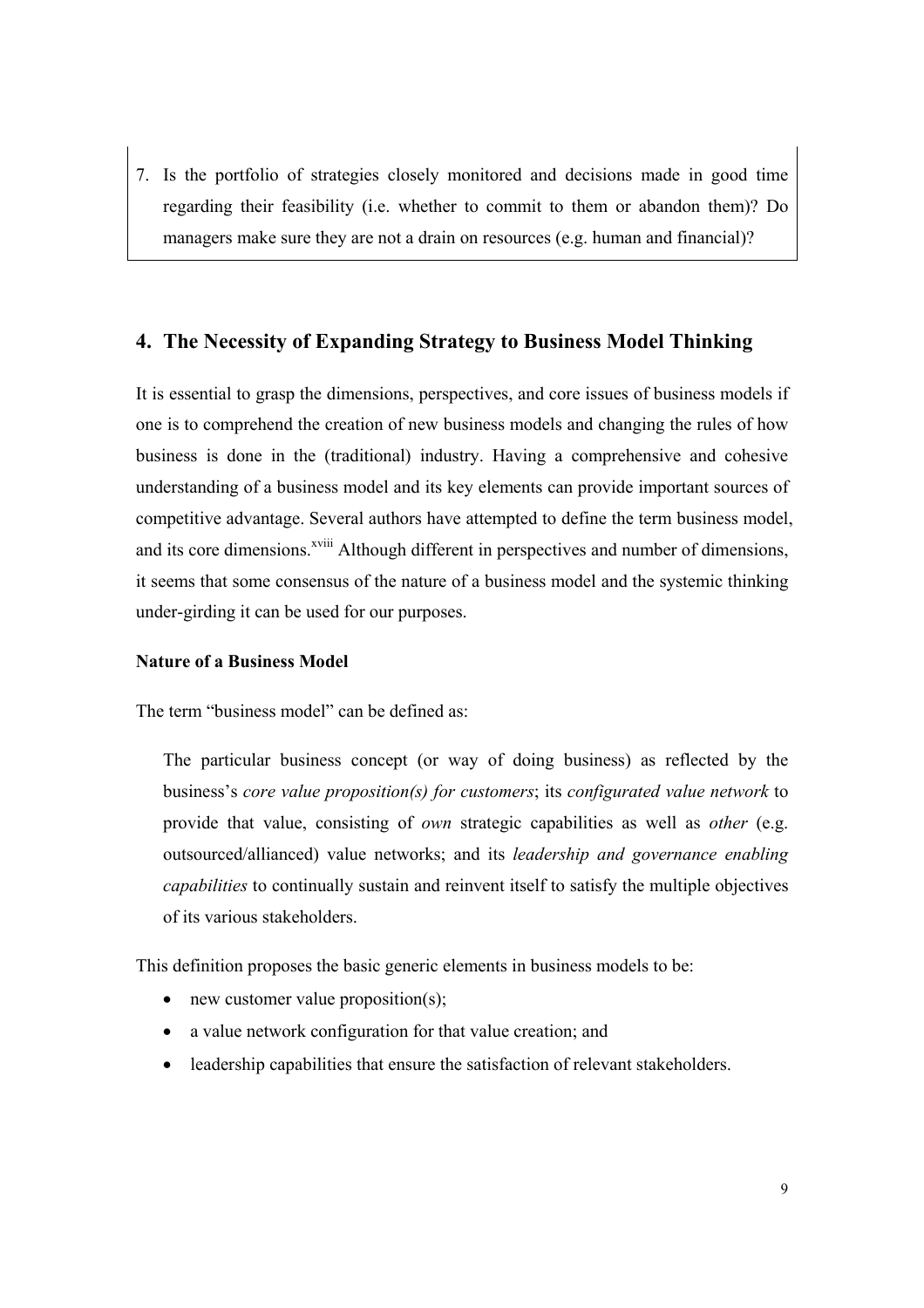7. Is the portfolio of strategies closely monitored and decisions made in good time regarding their feasibility (i.e. whether to commit to them or abandon them)? Do managers make sure they are not a drain on resources (e.g. human and financial)?

## 4. The Necessity of Expanding Strategy to Business Model Thinking

It is essential to grasp the dimensions, perspectives, and core issues of business models if one is to comprehend the creation of new business models and changing the rules of how business is done in the (traditional) industry. Having a comprehensive and cohesive understanding of a business model and its key elements can provide important sources of competitive advantage. Several authors have attempted to define the term business model, and its core dimensions.[xviii] Although different in perspectives and number of dimensions, it seems that some consensus of the nature of a business model and the systemic thinking under-girding it can be used for our purposes.

### Nature of a Business Model

The term "business model" can be defined as:

> The particular business concept (or way of doing business) as reflected by the business's *core value proposition(s) for customers*; its *configurated value network* to provide that value, consisting of *own* strategic capabilities as well as *other* (e.g. outsourced/allianced) value networks; and its *leadership and governance enabling capabilities* to continually sustain and reinvent itself to satisfy the multiple objectives of its various stakeholders.

This definition proposes the basic generic elements in business models to be:

- new customer value proposition(s);
- a value network configuration for that value creation; and
- leadership capabilities that ensure the satisfaction of relevant stakeholders.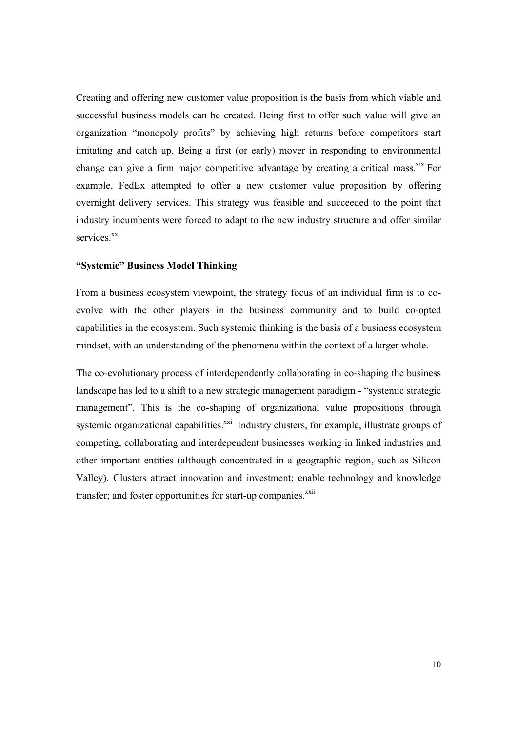Creating and offering new customer value proposition is the basis from which viable and successful business models can be created. Being first to offer such value will give an organization "monopoly profits" by achieving high returns before competitors start imitating and catch up. Being a first (or early) mover in responding to environmental change can give a firm major competitive advantage by creating a critical mass.[xix] For example, FedEx attempted to offer a new customer value proposition by offering overnight delivery services. This strategy was feasible and succeeded to the point that industry incumbents were forced to adapt to the new industry structure and offer similar services.[xx]

### "Systemic" Business Model Thinking

From a business ecosystem viewpoint, the strategy focus of an individual firm is to co-evolve with the other players in the business community and to build co-opted capabilities in the ecosystem. Such systemic thinking is the basis of a business ecosystem mindset, with an understanding of the phenomena within the context of a larger whole.

The co-evolutionary process of interdependently collaborating in co-shaping the business landscape has led to a shift to a new strategic management paradigm - "systemic strategic management". This is the co-shaping of organizational value propositions through systemic organizational capabilities.[xxi] Industry clusters, for example, illustrate groups of competing, collaborating and interdependent businesses working in linked industries and other important entities (although concentrated in a geographic region, such as Silicon Valley). Clusters attract innovation and investment; enable technology and knowledge transfer; and foster opportunities for start-up companies.[xxii]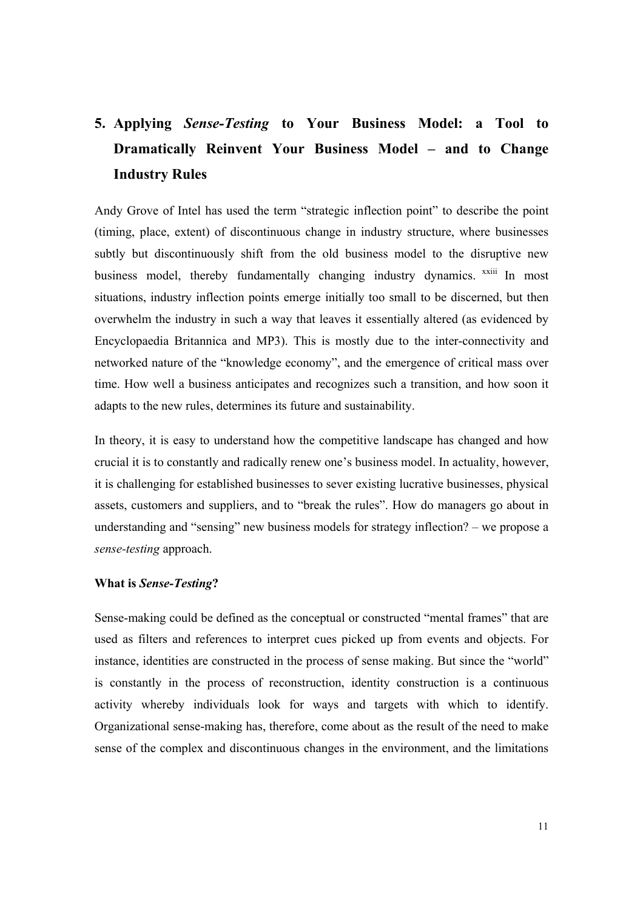## 5. Applying *Sense-Testing* to Your Business Model: a Tool to Dramatically Reinvent Your Business Model – and to Change Industry Rules

Andy Grove of Intel has used the term "strategic inflection point" to describe the point (timing, place, extent) of discontinuous change in industry structure, where businesses subtly but discontinuously shift from the old business model to the disruptive new business model, thereby fundamentally changing industry dynamics. [xxiii] In most situations, industry inflection points emerge initially too small to be discerned, but then overwhelm the industry in such a way that leaves it essentially altered (as evidenced by Encyclopaedia Britannica and MP3). This is mostly due to the inter-connectivity and networked nature of the "knowledge economy", and the emergence of critical mass over time. How well a business anticipates and recognizes such a transition, and how soon it adapts to the new rules, determines its future and sustainability.

In theory, it is easy to understand how the competitive landscape has changed and how crucial it is to constantly and radically renew one's business model. In actuality, however, it is challenging for established businesses to sever existing lucrative businesses, physical assets, customers and suppliers, and to "break the rules". How do managers go about in understanding and "sensing" new business models for strategy inflection? – we propose a *sense-testing* approach.

**What is *Sense-Testing*?**

Sense-making could be defined as the conceptual or constructed "mental frames" that are used as filters and references to interpret cues picked up from events and objects. For instance, identities are constructed in the process of sense making. But since the "world" is constantly in the process of reconstruction, identity construction is a continuous activity whereby individuals look for ways and targets with which to identify. Organizational sense-making has, therefore, come about as the result of the need to make sense of the complex and discontinuous changes in the environment, and the limitations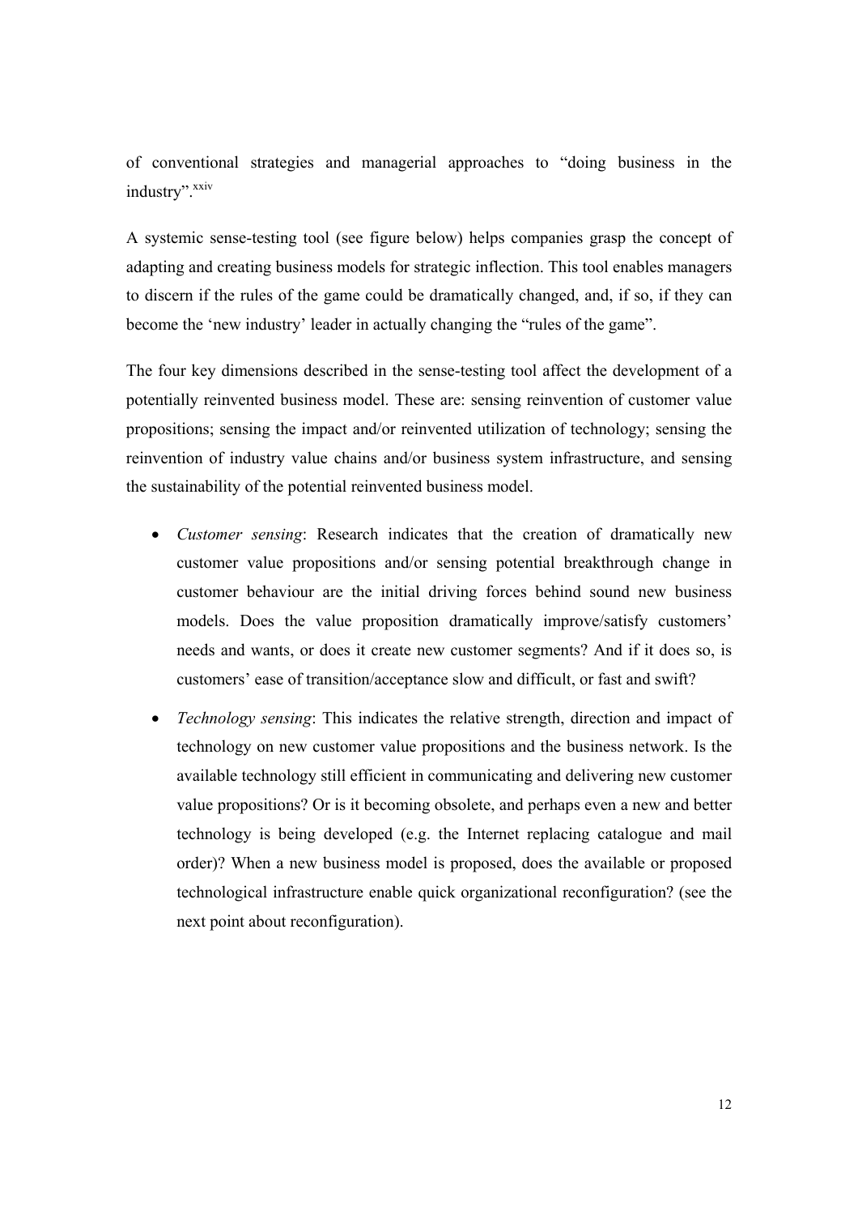of conventional strategies and managerial approaches to "doing business in the industry".[xxiv]

A systemic sense-testing tool (see figure below) helps companies grasp the concept of adapting and creating business models for strategic inflection. This tool enables managers to discern if the rules of the game could be dramatically changed, and, if so, if they can become the 'new industry' leader in actually changing the "rules of the game".

The four key dimensions described in the sense-testing tool affect the development of a potentially reinvented business model. These are: sensing reinvention of customer value propositions; sensing the impact and/or reinvented utilization of technology; sensing the reinvention of industry value chains and/or business system infrastructure, and sensing the sustainability of the potential reinvented business model.

- *Customer sensing*: Research indicates that the creation of dramatically new customer value propositions and/or sensing potential breakthrough change in customer behaviour are the initial driving forces behind sound new business models. Does the value proposition dramatically improve/satisfy customers' needs and wants, or does it create new customer segments? And if it does so, is customers' ease of transition/acceptance slow and difficult, or fast and swift?
- *Technology sensing*: This indicates the relative strength, direction and impact of technology on new customer value propositions and the business network. Is the available technology still efficient in communicating and delivering new customer value propositions? Or is it becoming obsolete, and perhaps even a new and better technology is being developed (e.g. the Internet replacing catalogue and mail order)? When a new business model is proposed, does the available or proposed technological infrastructure enable quick organizational reconfiguration? (see the next point about reconfiguration).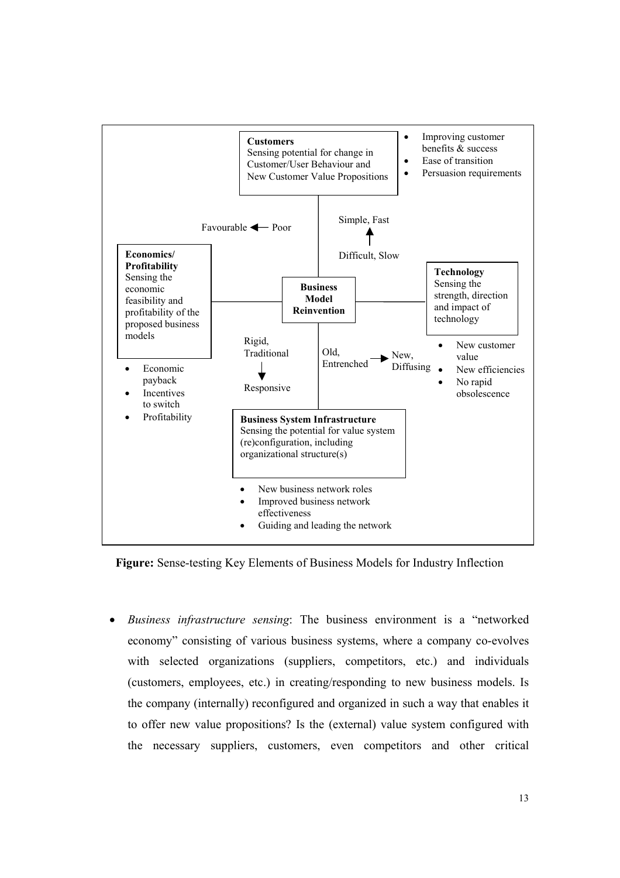**Customers**
Sensing potential for change in Customer/User Behaviour and New Customer Value Propositions

- Improving customer benefits & success
- Ease of transition
- Persuasion requirements

Favourable ← Poor

Simple, Fast ↑ Difficult, Slow

**Economics/ Profitability**
Sensing the economic feasibility and profitability of the proposed business models

- Economic payback
- Incentives to switch
- Profitability

**Business Model Reinvention**

**Technology**
Sensing the strength, direction and impact of technology

- New customer value
- New efficiencies
- No rapid obsolescence

Rigid, Traditional ↓ Responsive

Old, Entrenched → New, Diffusing

**Business System Infrastructure**
Sensing the potential for value system (re)configuration, including organizational structure(s)

- New business network roles
- Improved business network effectiveness
- Guiding and leading the network

**Figure:** Sense-testing Key Elements of Business Models for Industry Inflection

- *Business infrastructure sensing*: The business environment is a "networked economy" consisting of various business systems, where a company co-evolves with selected organizations (suppliers, competitors, etc.) and individuals (customers, employees, etc.) in creating/responding to new business models. Is the company (internally) reconfigured and organized in such a way that enables it to offer new value propositions? Is the (external) value system configured with the necessary suppliers, customers, even competitors and other critical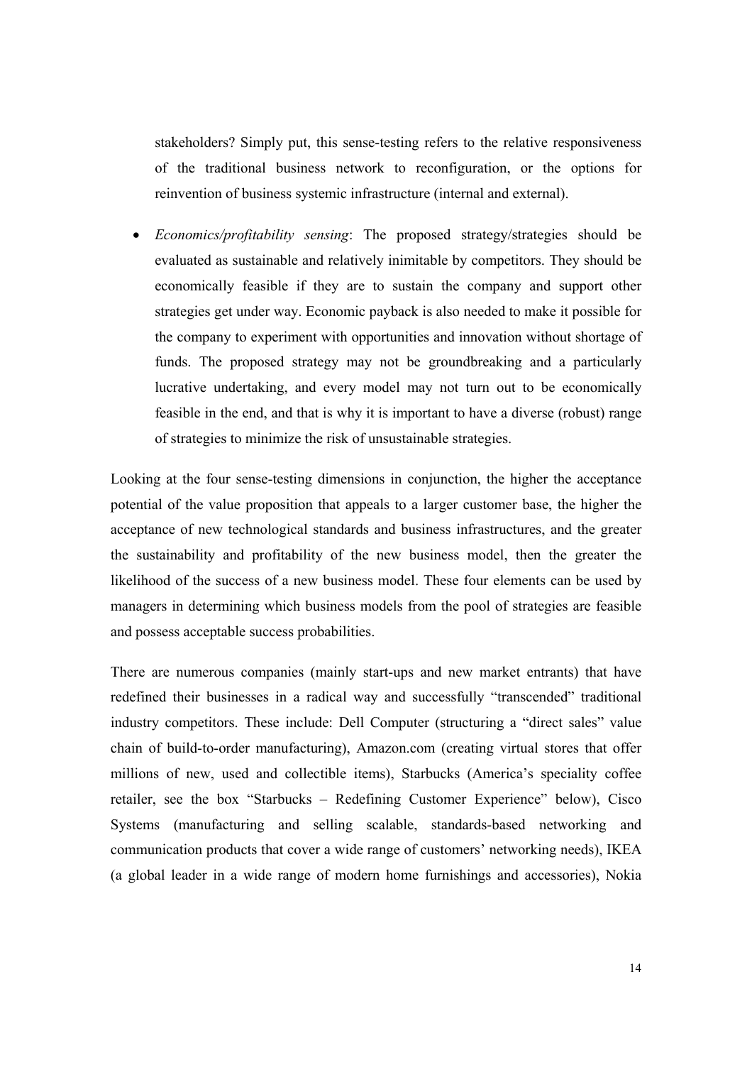stakeholders? Simply put, this sense-testing refers to the relative responsiveness of the traditional business network to reconfiguration, or the options for reinvention of business systemic infrastructure (internal and external).

- *Economics/profitability sensing*: The proposed strategy/strategies should be evaluated as sustainable and relatively inimitable by competitors. They should be economically feasible if they are to sustain the company and support other strategies get under way. Economic payback is also needed to make it possible for the company to experiment with opportunities and innovation without shortage of funds. The proposed strategy may not be groundbreaking and a particularly lucrative undertaking, and every model may not turn out to be economically feasible in the end, and that is why it is important to have a diverse (robust) range of strategies to minimize the risk of unsustainable strategies.

Looking at the four sense-testing dimensions in conjunction, the higher the acceptance potential of the value proposition that appeals to a larger customer base, the higher the acceptance of new technological standards and business infrastructures, and the greater the sustainability and profitability of the new business model, then the greater the likelihood of the success of a new business model. These four elements can be used by managers in determining which business models from the pool of strategies are feasible and possess acceptable success probabilities.

There are numerous companies (mainly start-ups and new market entrants) that have redefined their businesses in a radical way and successfully "transcended" traditional industry competitors. These include: Dell Computer (structuring a "direct sales" value chain of build-to-order manufacturing), Amazon.com (creating virtual stores that offer millions of new, used and collectible items), Starbucks (America's speciality coffee retailer, see the box "Starbucks – Redefining Customer Experience" below), Cisco Systems (manufacturing and selling scalable, standards-based networking and communication products that cover a wide range of customers' networking needs), IKEA (a global leader in a wide range of modern home furnishings and accessories), Nokia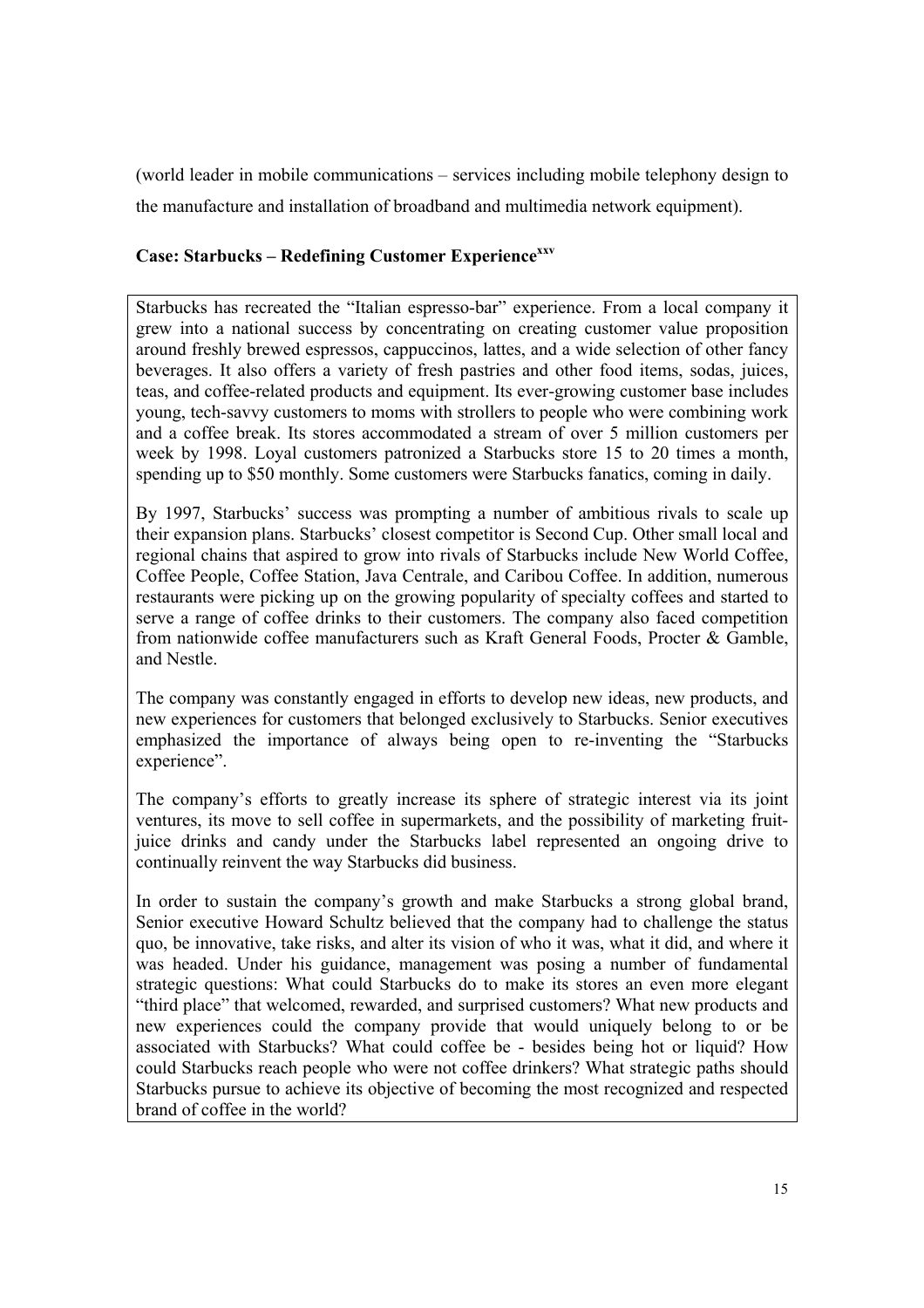(world leader in mobile communications – services including mobile telephony design to the manufacture and installation of broadband and multimedia network equipment).

**Case: Starbucks – Redefining Customer Experience**[xxv]

Starbucks has recreated the "Italian espresso-bar" experience. From a local company it grew into a national success by concentrating on creating customer value proposition around freshly brewed espressos, cappuccinos, lattes, and a wide selection of other fancy beverages. It also offers a variety of fresh pastries and other food items, sodas, juices, teas, and coffee-related products and equipment. Its ever-growing customer base includes young, tech-savvy customers to moms with strollers to people who were combining work and a coffee break. Its stores accommodated a stream of over 5 million customers per week by 1998. Loyal customers patronized a Starbucks store 15 to 20 times a month, spending up to $50 monthly. Some customers were Starbucks fanatics, coming in daily.

By 1997, Starbucks' success was prompting a number of ambitious rivals to scale up their expansion plans. Starbucks' closest competitor is Second Cup. Other small local and regional chains that aspired to grow into rivals of Starbucks include New World Coffee, Coffee People, Coffee Station, Java Centrale, and Caribou Coffee. In addition, numerous restaurants were picking up on the growing popularity of specialty coffees and started to serve a range of coffee drinks to their customers. The company also faced competition from nationwide coffee manufacturers such as Kraft General Foods, Procter & Gamble, and Nestle.

The company was constantly engaged in efforts to develop new ideas, new products, and new experiences for customers that belonged exclusively to Starbucks. Senior executives emphasized the importance of always being open to re-inventing the "Starbucks experience".

The company's efforts to greatly increase its sphere of strategic interest via its joint ventures, its move to sell coffee in supermarkets, and the possibility of marketing fruit-juice drinks and candy under the Starbucks label represented an ongoing drive to continually reinvent the way Starbucks did business.

In order to sustain the company's growth and make Starbucks a strong global brand, Senior executive Howard Schultz believed that the company had to challenge the status quo, be innovative, take risks, and alter its vision of who it was, what it did, and where it was headed. Under his guidance, management was posing a number of fundamental strategic questions: What could Starbucks do to make its stores an even more elegant "third place" that welcomed, rewarded, and surprised customers? What new products and new experiences could the company provide that would uniquely belong to or be associated with Starbucks? What could coffee be - besides being hot or liquid? How could Starbucks reach people who were not coffee drinkers? What strategic paths should Starbucks pursue to achieve its objective of becoming the most recognized and respected brand of coffee in the world?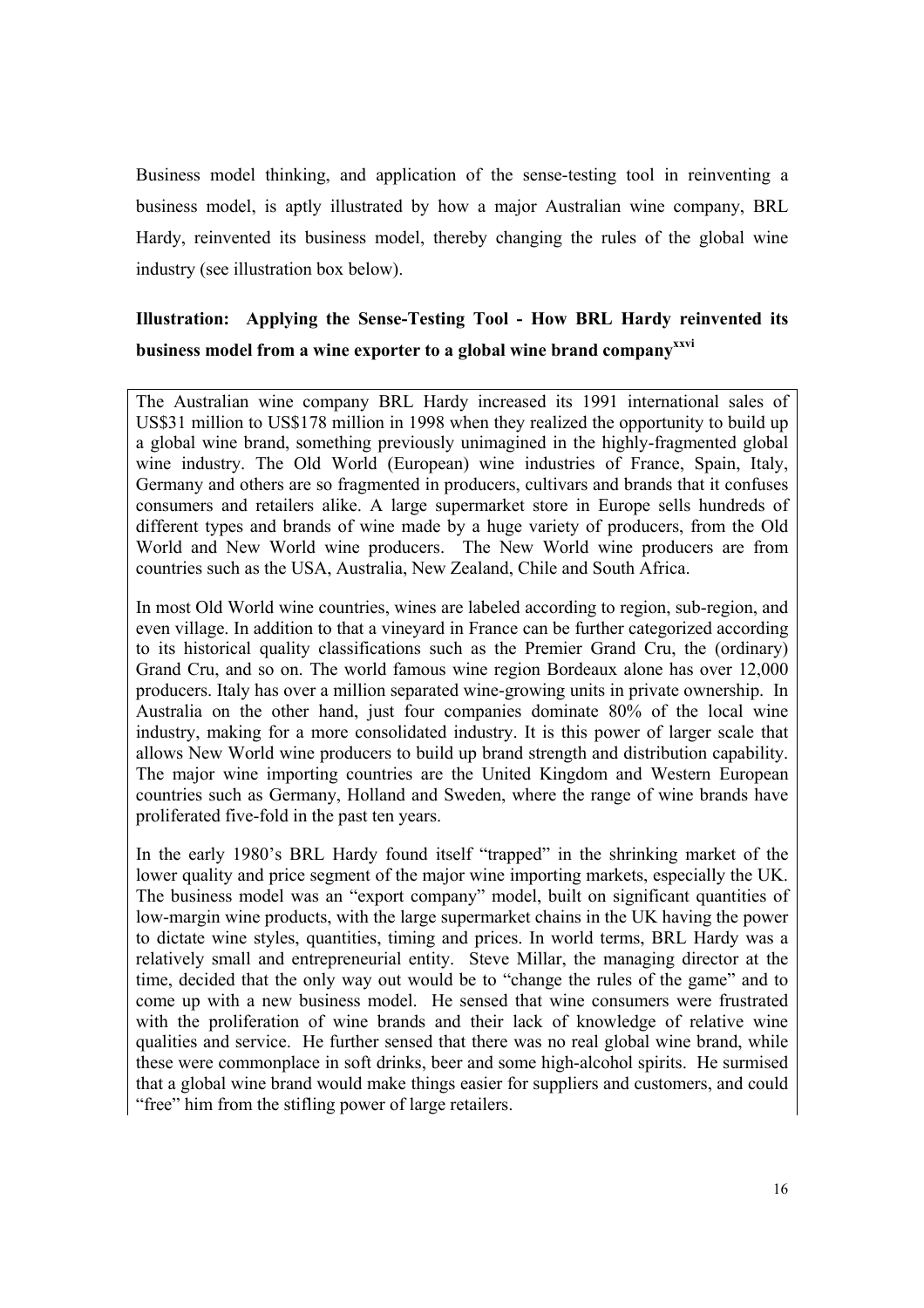Business model thinking, and application of the sense-testing tool in reinventing a business model, is aptly illustrated by how a major Australian wine company, BRL Hardy, reinvented its business model, thereby changing the rules of the global wine industry (see illustration box below).

**Illustration: Applying the Sense-Testing Tool - How BRL Hardy reinvented its business model from a wine exporter to a global wine brand company**[xxvi]

The Australian wine company BRL Hardy increased its 1991 international sales of US$31 million to US$178 million in 1998 when they realized the opportunity to build up a global wine brand, something previously unimagined in the highly-fragmented global wine industry. The Old World (European) wine industries of France, Spain, Italy, Germany and others are so fragmented in producers, cultivars and brands that it confuses consumers and retailers alike. A large supermarket store in Europe sells hundreds of different types and brands of wine made by a huge variety of producers, from the Old World and New World wine producers. The New World wine producers are from countries such as the USA, Australia, New Zealand, Chile and South Africa.

In most Old World wine countries, wines are labeled according to region, sub-region, and even village. In addition to that a vineyard in France can be further categorized according to its historical quality classifications such as the Premier Grand Cru, the (ordinary) Grand Cru, and so on. The world famous wine region Bordeaux alone has over 12,000 producers. Italy has over a million separated wine-growing units in private ownership. In Australia on the other hand, just four companies dominate 80% of the local wine industry, making for a more consolidated industry. It is this power of larger scale that allows New World wine producers to build up brand strength and distribution capability. The major wine importing countries are the United Kingdom and Western European countries such as Germany, Holland and Sweden, where the range of wine brands have proliferated five-fold in the past ten years.

In the early 1980's BRL Hardy found itself "trapped" in the shrinking market of the lower quality and price segment of the major wine importing markets, especially the UK. The business model was an "export company" model, built on significant quantities of low-margin wine products, with the large supermarket chains in the UK having the power to dictate wine styles, quantities, timing and prices. In world terms, BRL Hardy was a relatively small and entrepreneurial entity. Steve Millar, the managing director at the time, decided that the only way out would be to "change the rules of the game" and to come up with a new business model. He sensed that wine consumers were frustrated with the proliferation of wine brands and their lack of knowledge of relative wine qualities and service. He further sensed that there was no real global wine brand, while these were commonplace in soft drinks, beer and some high-alcohol spirits. He surmised that a global wine brand would make things easier for suppliers and customers, and could "free" him from the stifling power of large retailers.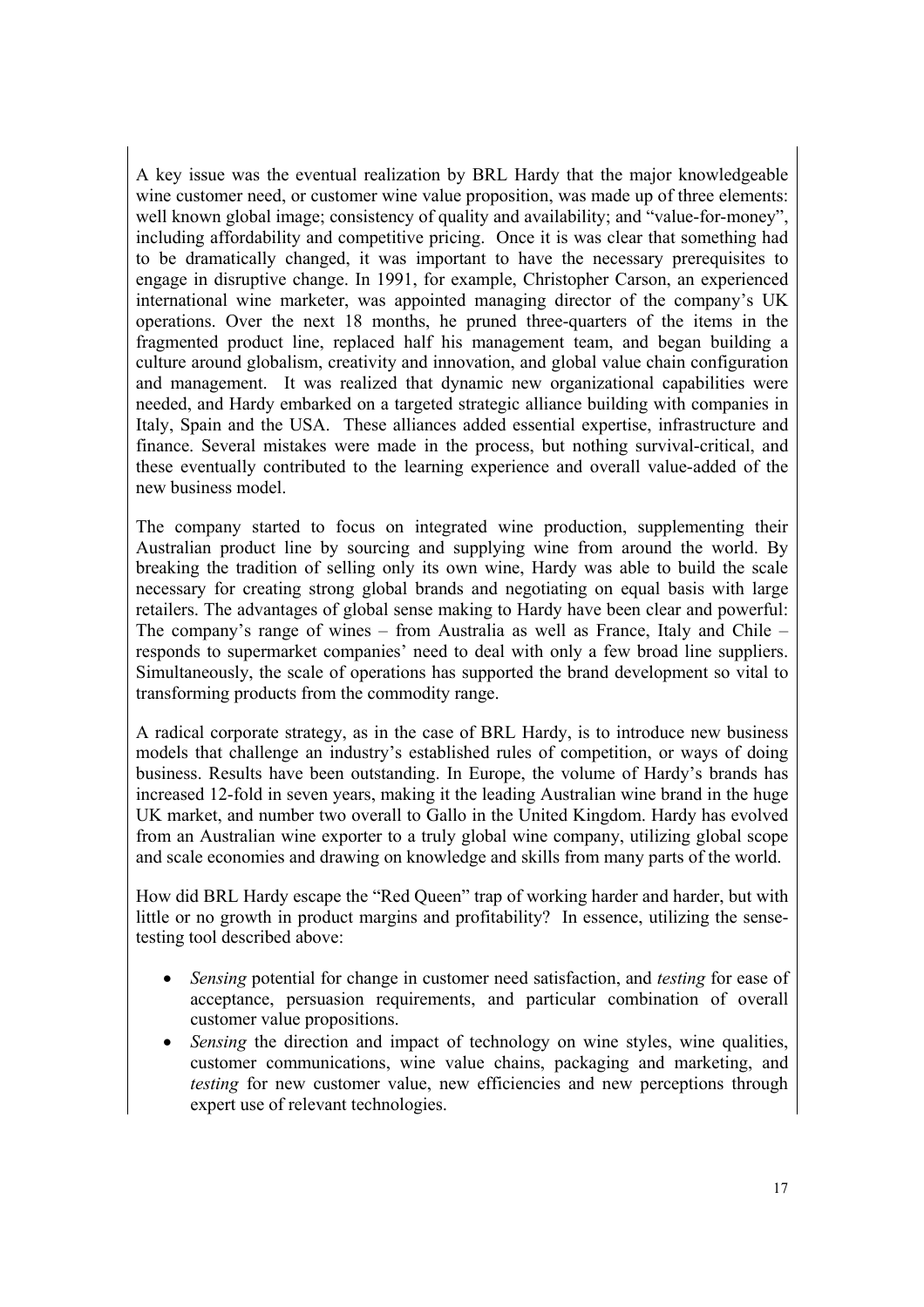A key issue was the eventual realization by BRL Hardy that the major knowledgeable wine customer need, or customer wine value proposition, was made up of three elements: well known global image; consistency of quality and availability; and "value-for-money", including affordability and competitive pricing. Once it is was clear that something had to be dramatically changed, it was important to have the necessary prerequisites to engage in disruptive change. In 1991, for example, Christopher Carson, an experienced international wine marketer, was appointed managing director of the company's UK operations. Over the next 18 months, he pruned three-quarters of the items in the fragmented product line, replaced half his management team, and began building a culture around globalism, creativity and innovation, and global value chain configuration and management. It was realized that dynamic new organizational capabilities were needed, and Hardy embarked on a targeted strategic alliance building with companies in Italy, Spain and the USA. These alliances added essential expertise, infrastructure and finance. Several mistakes were made in the process, but nothing survival-critical, and these eventually contributed to the learning experience and overall value-added of the new business model.

The company started to focus on integrated wine production, supplementing their Australian product line by sourcing and supplying wine from around the world. By breaking the tradition of selling only its own wine, Hardy was able to build the scale necessary for creating strong global brands and negotiating on equal basis with large retailers. The advantages of global sense making to Hardy have been clear and powerful: The company's range of wines – from Australia as well as France, Italy and Chile – responds to supermarket companies' need to deal with only a few broad line suppliers. Simultaneously, the scale of operations has supported the brand development so vital to transforming products from the commodity range.

A radical corporate strategy, as in the case of BRL Hardy, is to introduce new business models that challenge an industry's established rules of competition, or ways of doing business. Results have been outstanding. In Europe, the volume of Hardy's brands has increased 12-fold in seven years, making it the leading Australian wine brand in the huge UK market, and number two overall to Gallo in the United Kingdom. Hardy has evolved from an Australian wine exporter to a truly global wine company, utilizing global scope and scale economies and drawing on knowledge and skills from many parts of the world.

How did BRL Hardy escape the "Red Queen" trap of working harder and harder, but with little or no growth in product margins and profitability? In essence, utilizing the sense-testing tool described above:

- *Sensing* potential for change in customer need satisfaction, and *testing* for ease of acceptance, persuasion requirements, and particular combination of overall customer value propositions.
- *Sensing* the direction and impact of technology on wine styles, wine qualities, customer communications, wine value chains, packaging and marketing, and *testing* for new customer value, new efficiencies and new perceptions through expert use of relevant technologies.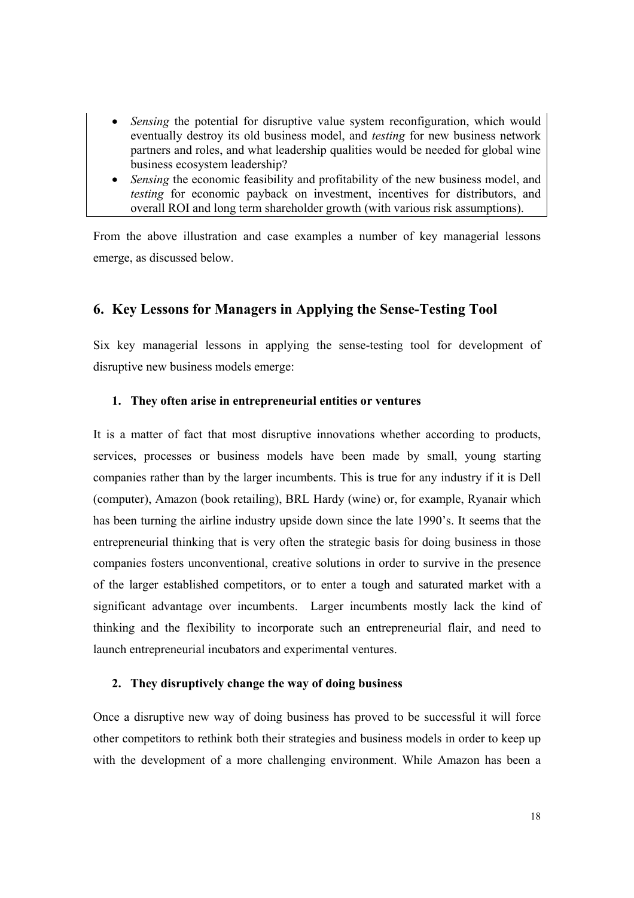- *Sensing* the potential for disruptive value system reconfiguration, which would eventually destroy its old business model, and *testing* for new business network partners and roles, and what leadership qualities would be needed for global wine business ecosystem leadership?
- *Sensing* the economic feasibility and profitability of the new business model, and *testing* for economic payback on investment, incentives for distributors, and overall ROI and long term shareholder growth (with various risk assumptions).

From the above illustration and case examples a number of key managerial lessons emerge, as discussed below.

## 6. Key Lessons for Managers in Applying the Sense-Testing Tool

Six key managerial lessons in applying the sense-testing tool for development of disruptive new business models emerge:

### 1. They often arise in entrepreneurial entities or ventures

It is a matter of fact that most disruptive innovations whether according to products, services, processes or business models have been made by small, young starting companies rather than by the larger incumbents. This is true for any industry if it is Dell (computer), Amazon (book retailing), BRL Hardy (wine) or, for example, Ryanair which has been turning the airline industry upside down since the late 1990's. It seems that the entrepreneurial thinking that is very often the strategic basis for doing business in those companies fosters unconventional, creative solutions in order to survive in the presence of the larger established competitors, or to enter a tough and saturated market with a significant advantage over incumbents. Larger incumbents mostly lack the kind of thinking and the flexibility to incorporate such an entrepreneurial flair, and need to launch entrepreneurial incubators and experimental ventures.

### 2. They disruptively change the way of doing business

Once a disruptive new way of doing business has proved to be successful it will force other competitors to rethink both their strategies and business models in order to keep up with the development of a more challenging environment. While Amazon has been a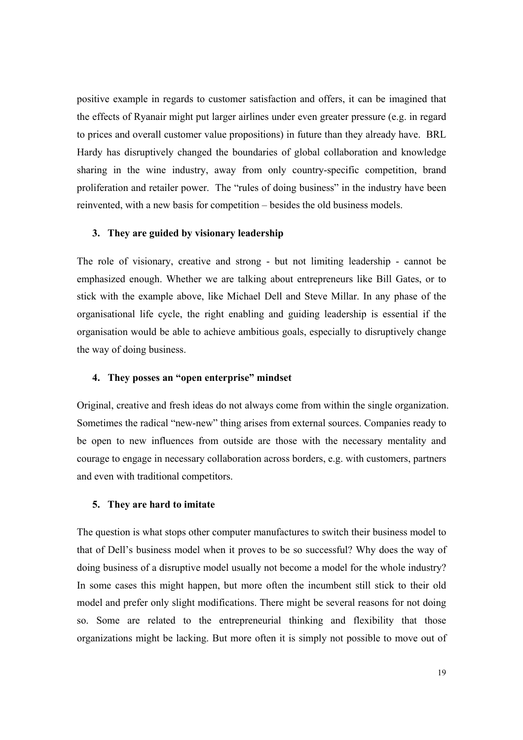positive example in regards to customer satisfaction and offers, it can be imagined that the effects of Ryanair might put larger airlines under even greater pressure (e.g. in regard to prices and overall customer value propositions) in future than they already have. BRL Hardy has disruptively changed the boundaries of global collaboration and knowledge sharing in the wine industry, away from only country-specific competition, brand proliferation and retailer power. The "rules of doing business" in the industry have been reinvented, with a new basis for competition – besides the old business models.

### 3. They are guided by visionary leadership

The role of visionary, creative and strong - but not limiting leadership - cannot be emphasized enough. Whether we are talking about entrepreneurs like Bill Gates, or to stick with the example above, like Michael Dell and Steve Millar. In any phase of the organisational life cycle, the right enabling and guiding leadership is essential if the organisation would be able to achieve ambitious goals, especially to disruptively change the way of doing business.

### 4. They posses an "open enterprise" mindset

Original, creative and fresh ideas do not always come from within the single organization. Sometimes the radical "new-new" thing arises from external sources. Companies ready to be open to new influences from outside are those with the necessary mentality and courage to engage in necessary collaboration across borders, e.g. with customers, partners and even with traditional competitors.

### 5. They are hard to imitate

The question is what stops other computer manufactures to switch their business model to that of Dell's business model when it proves to be so successful? Why does the way of doing business of a disruptive model usually not become a model for the whole industry? In some cases this might happen, but more often the incumbent still stick to their old model and prefer only slight modifications. There might be several reasons for not doing so. Some are related to the entrepreneurial thinking and flexibility that those organizations might be lacking. But more often it is simply not possible to move out of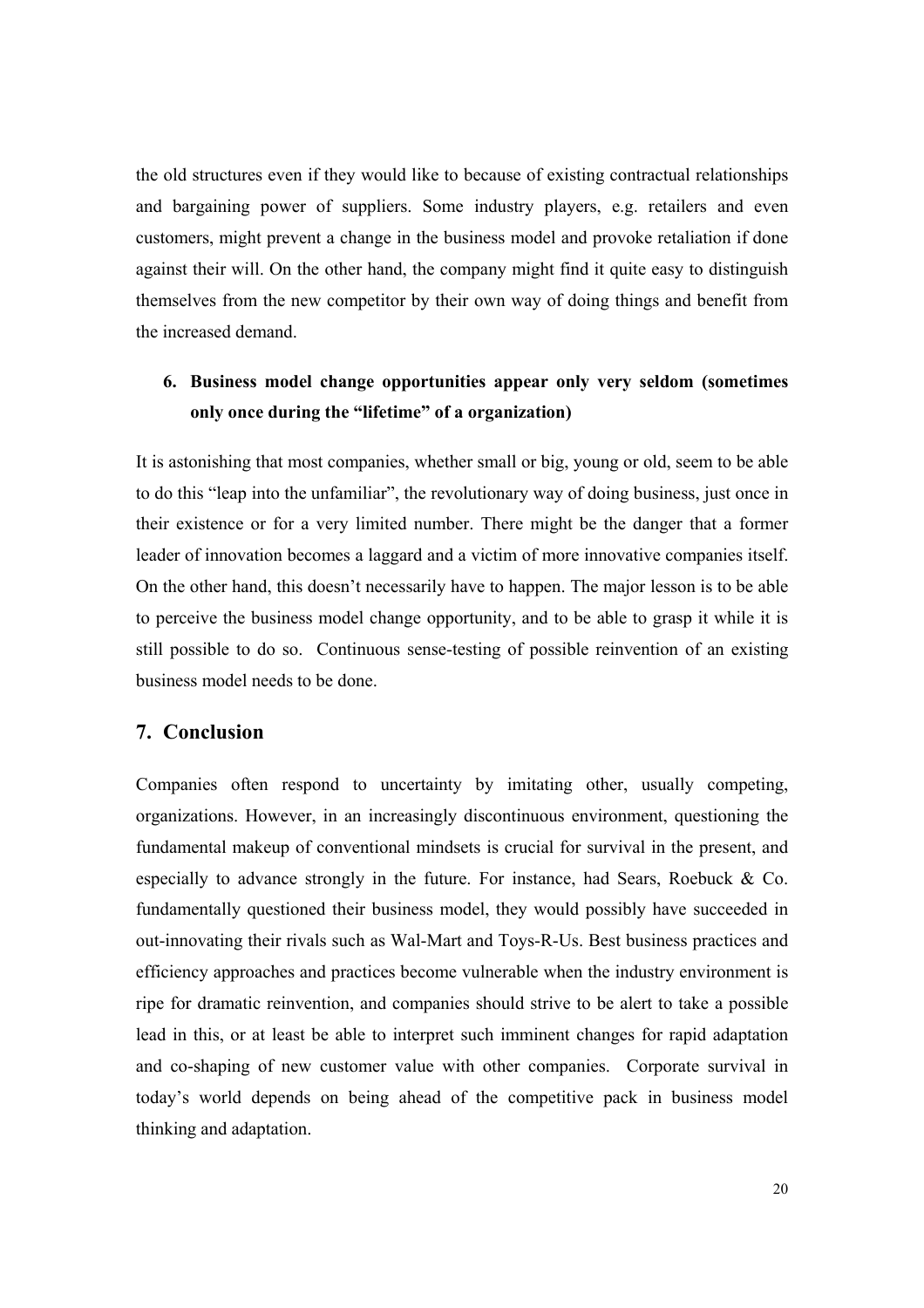the old structures even if they would like to because of existing contractual relationships and bargaining power of suppliers. Some industry players, e.g. retailers and even customers, might prevent a change in the business model and provoke retaliation if done against their will. On the other hand, the company might find it quite easy to distinguish themselves from the new competitor by their own way of doing things and benefit from the increased demand.

6. **Business model change opportunities appear only very seldom (sometimes only once during the "lifetime" of a organization)**

It is astonishing that most companies, whether small or big, young or old, seem to be able to do this "leap into the unfamiliar", the revolutionary way of doing business, just once in their existence or for a very limited number. There might be the danger that a former leader of innovation becomes a laggard and a victim of more innovative companies itself. On the other hand, this doesn't necessarily have to happen. The major lesson is to be able to perceive the business model change opportunity, and to be able to grasp it while it is still possible to do so. Continuous sense-testing of possible reinvention of an existing business model needs to be done.

## 7. Conclusion

Companies often respond to uncertainty by imitating other, usually competing, organizations. However, in an increasingly discontinuous environment, questioning the fundamental makeup of conventional mindsets is crucial for survival in the present, and especially to advance strongly in the future. For instance, had Sears, Roebuck & Co. fundamentally questioned their business model, they would possibly have succeeded in out-innovating their rivals such as Wal-Mart and Toys-R-Us. Best business practices and efficiency approaches and practices become vulnerable when the industry environment is ripe for dramatic reinvention, and companies should strive to be alert to take a possible lead in this, or at least be able to interpret such imminent changes for rapid adaptation and co-shaping of new customer value with other companies. Corporate survival in today's world depends on being ahead of the competitive pack in business model thinking and adaptation.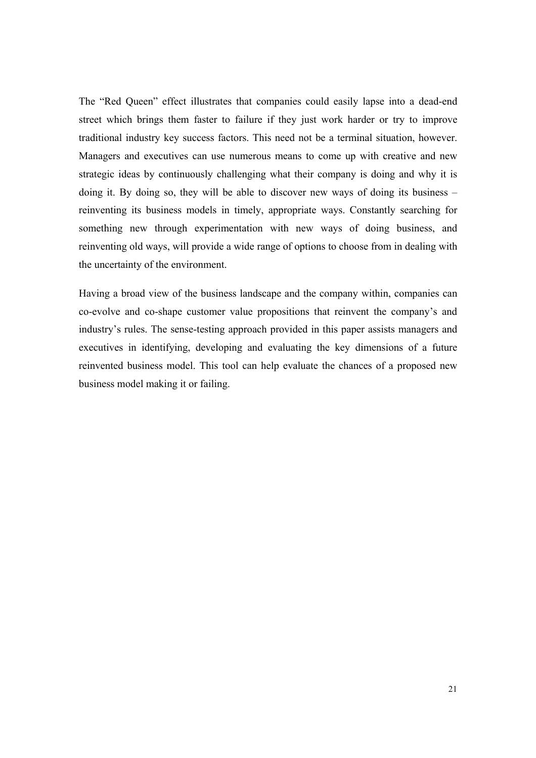The "Red Queen" effect illustrates that companies could easily lapse into a dead-end street which brings them faster to failure if they just work harder or try to improve traditional industry key success factors. This need not be a terminal situation, however. Managers and executives can use numerous means to come up with creative and new strategic ideas by continuously challenging what their company is doing and why it is doing it. By doing so, they will be able to discover new ways of doing its business – reinventing its business models in timely, appropriate ways. Constantly searching for something new through experimentation with new ways of doing business, and reinventing old ways, will provide a wide range of options to choose from in dealing with the uncertainty of the environment.

Having a broad view of the business landscape and the company within, companies can co-evolve and co-shape customer value propositions that reinvent the company's and industry's rules. The sense-testing approach provided in this paper assists managers and executives in identifying, developing and evaluating the key dimensions of a future reinvented business model. This tool can help evaluate the chances of a proposed new business model making it or failing.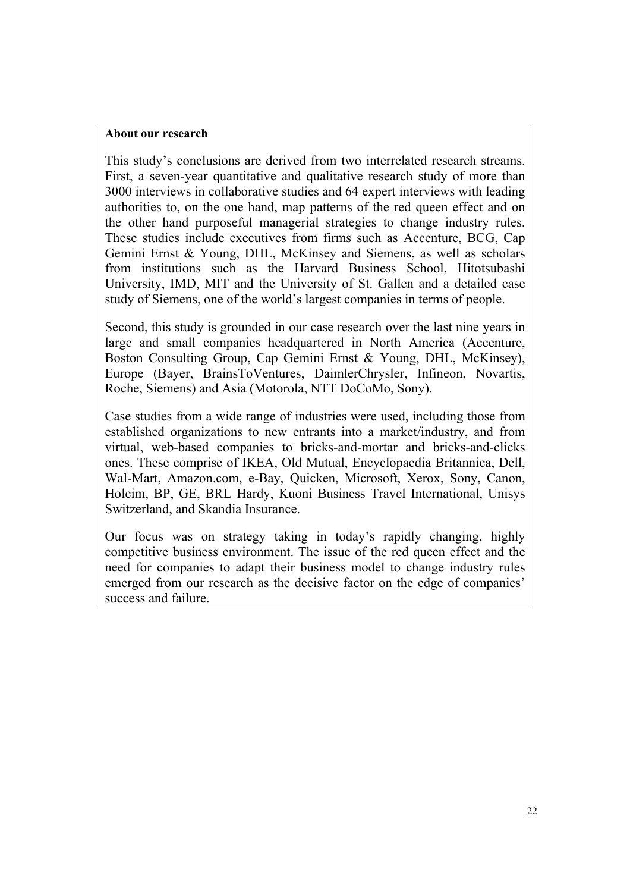**About our research**

This study's conclusions are derived from two interrelated research streams. First, a seven-year quantitative and qualitative research study of more than 3000 interviews in collaborative studies and 64 expert interviews with leading authorities to, on the one hand, map patterns of the red queen effect and on the other hand purposeful managerial strategies to change industry rules. These studies include executives from firms such as Accenture, BCG, Cap Gemini Ernst & Young, DHL, McKinsey and Siemens, as well as scholars from institutions such as the Harvard Business School, Hitotsubashi University, IMD, MIT and the University of St. Gallen and a detailed case study of Siemens, one of the world's largest companies in terms of people.

Second, this study is grounded in our case research over the last nine years in large and small companies headquartered in North America (Accenture, Boston Consulting Group, Cap Gemini Ernst & Young, DHL, McKinsey), Europe (Bayer, BrainsToVentures, DaimlerChrysler, Infineon, Novartis, Roche, Siemens) and Asia (Motorola, NTT DoCoMo, Sony).

Case studies from a wide range of industries were used, including those from established organizations to new entrants into a market/industry, and from virtual, web-based companies to bricks-and-mortar and bricks-and-clicks ones. These comprise of IKEA, Old Mutual, Encyclopaedia Britannica, Dell, Wal-Mart, Amazon.com, e-Bay, Quicken, Microsoft, Xerox, Sony, Canon, Holcim, BP, GE, BRL Hardy, Kuoni Business Travel International, Unisys Switzerland, and Skandia Insurance.

Our focus was on strategy taking in today's rapidly changing, highly competitive business environment. The issue of the red queen effect and the need for companies to adapt their business model to change industry rules emerged from our research as the decisive factor on the edge of companies' success and failure.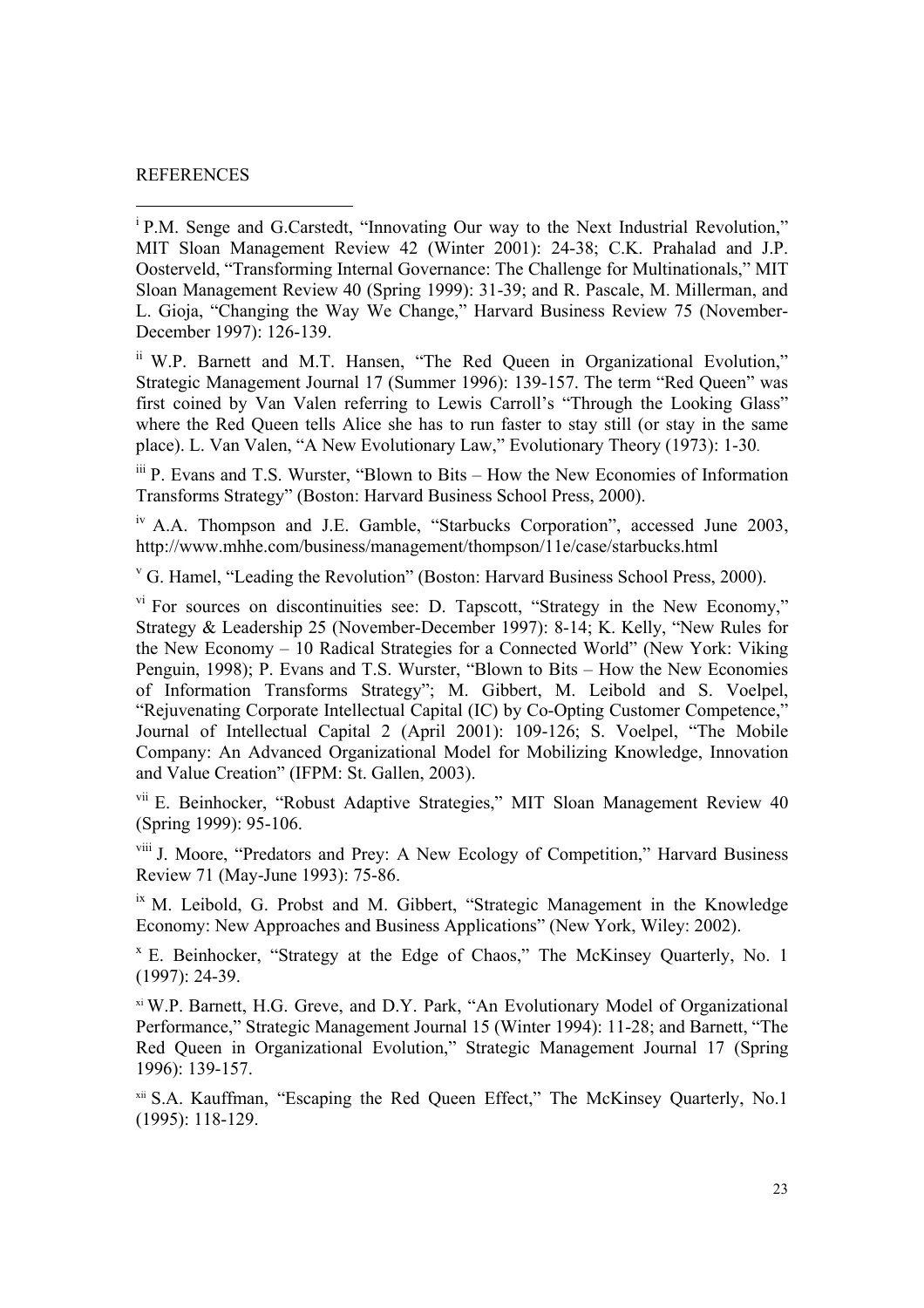REFERENCES

[i] P.M. Senge and G.Carstedt, "Innovating Our way to the Next Industrial Revolution," MIT Sloan Management Review 42 (Winter 2001): 24-38; C.K. Prahalad and J.P. Oosterveld, "Transforming Internal Governance: The Challenge for Multinationals," MIT Sloan Management Review 40 (Spring 1999): 31-39; and R. Pascale, M. Millerman, and L. Gioja, "Changing the Way We Change," Harvard Business Review 75 (November-December 1997): 126-139.

[ii] W.P. Barnett and M.T. Hansen, "The Red Queen in Organizational Evolution," Strategic Management Journal 17 (Summer 1996): 139-157. The term "Red Queen" was first coined by Van Valen referring to Lewis Carroll's "Through the Looking Glass" where the Red Queen tells Alice she has to run faster to stay still (or stay in the same place). L. Van Valen, "A New Evolutionary Law," Evolutionary Theory (1973): 1-30.

[iii] P. Evans and T.S. Wurster, "Blown to Bits – How the New Economies of Information Transforms Strategy" (Boston: Harvard Business School Press, 2000).

[iv] A.A. Thompson and J.E. Gamble, "Starbucks Corporation", accessed June 2003, http://www.mhhe.com/business/management/thompson/11e/case/starbucks.html

[v] G. Hamel, "Leading the Revolution" (Boston: Harvard Business School Press, 2000).

[vi] For sources on discontinuities see: D. Tapscott, "Strategy in the New Economy," Strategy & Leadership 25 (November-December 1997): 8-14; K. Kelly, "New Rules for the New Economy – 10 Radical Strategies for a Connected World" (New York: Viking Penguin, 1998); P. Evans and T.S. Wurster, "Blown to Bits – How the New Economies of Information Transforms Strategy"; M. Gibbert, M. Leibold and S. Voelpel, "Rejuvenating Corporate Intellectual Capital (IC) by Co-Opting Customer Competence," Journal of Intellectual Capital 2 (April 2001): 109-126; S. Voelpel, "The Mobile Company: An Advanced Organizational Model for Mobilizing Knowledge, Innovation and Value Creation" (IFPM: St. Gallen, 2003).

[vii] E. Beinhocker, "Robust Adaptive Strategies," MIT Sloan Management Review 40 (Spring 1999): 95-106.

[viii] J. Moore, "Predators and Prey: A New Ecology of Competition," Harvard Business Review 71 (May-June 1993): 75-86.

[ix] M. Leibold, G. Probst and M. Gibbert, "Strategic Management in the Knowledge Economy: New Approaches and Business Applications" (New York, Wiley: 2002).

[x] E. Beinhocker, "Strategy at the Edge of Chaos," The McKinsey Quarterly, No. 1 (1997): 24-39.

[xi] W.P. Barnett, H.G. Greve, and D.Y. Park, "An Evolutionary Model of Organizational Performance," Strategic Management Journal 15 (Winter 1994): 11-28; and Barnett, "The Red Queen in Organizational Evolution," Strategic Management Journal 17 (Spring 1996): 139-157.

[xii] S.A. Kauffman, "Escaping the Red Queen Effect," The McKinsey Quarterly, No.1 (1995): 118-129.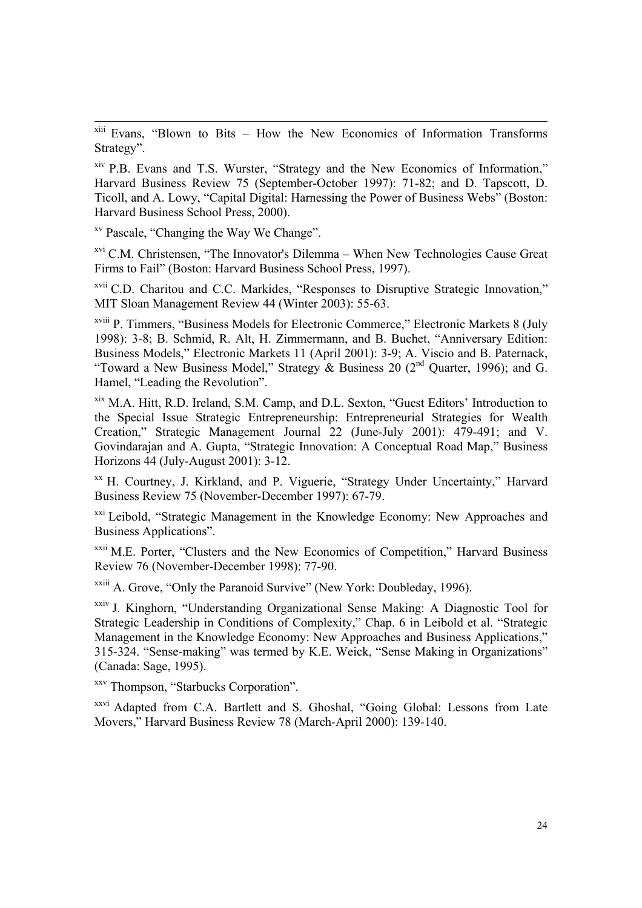[xiii] Evans, "Blown to Bits – How the New Economics of Information Transforms Strategy".

[xiv] P.B. Evans and T.S. Wurster, "Strategy and the New Economics of Information," Harvard Business Review 75 (September-October 1997): 71-82; and D. Tapscott, D. Ticoll, and A. Lowy, "Capital Digital: Harnessing the Power of Business Webs" (Boston: Harvard Business School Press, 2000).

[xv] Pascale, "Changing the Way We Change".

[xvi] C.M. Christensen, "The Innovator's Dilemma – When New Technologies Cause Great Firms to Fail" (Boston: Harvard Business School Press, 1997).

[xvii] C.D. Charitou and C.C. Markides, "Responses to Disruptive Strategic Innovation," MIT Sloan Management Review 44 (Winter 2003): 55-63.

[xviii] P. Timmers, "Business Models for Electronic Commerce," Electronic Markets 8 (July 1998): 3-8; B. Schmid, R. Alt, H. Zimmermann, and B. Buchet, "Anniversary Edition: Business Models," Electronic Markets 11 (April 2001): 3-9; A. Viscio and B. Paternack, "Toward a New Business Model," Strategy & Business 20 (2nd Quarter, 1996); and G. Hamel, "Leading the Revolution".

[xix] M.A. Hitt, R.D. Ireland, S.M. Camp, and D.L. Sexton, "Guest Editors' Introduction to the Special Issue Strategic Entrepreneurship: Entrepreneurial Strategies for Wealth Creation," Strategic Management Journal 22 (June-July 2001): 479-491; and V. Govindarajan and A. Gupta, "Strategic Innovation: A Conceptual Road Map," Business Horizons 44 (July-August 2001): 3-12.

[xx] H. Courtney, J. Kirkland, and P. Viguerie, "Strategy Under Uncertainty," Harvard Business Review 75 (November-December 1997): 67-79.

[xxi] Leibold, "Strategic Management in the Knowledge Economy: New Approaches and Business Applications".

[xxii] M.E. Porter, "Clusters and the New Economics of Competition," Harvard Business Review 76 (November-December 1998): 77-90.

[xxiii] A. Grove, "Only the Paranoid Survive" (New York: Doubleday, 1996).

[xxiv] J. Kinghorn, "Understanding Organizational Sense Making: A Diagnostic Tool for Strategic Leadership in Conditions of Complexity," Chap. 6 in Leibold et al. "Strategic Management in the Knowledge Economy: New Approaches and Business Applications," 315-324. "Sense-making" was termed by K.E. Weick, "Sense Making in Organizations" (Canada: Sage, 1995).

[xxv] Thompson, "Starbucks Corporation".

[xxvi] Adapted from C.A. Bartlett and S. Ghoshal, "Going Global: Lessons from Late Movers," Harvard Business Review 78 (March-April 2000): 139-140.